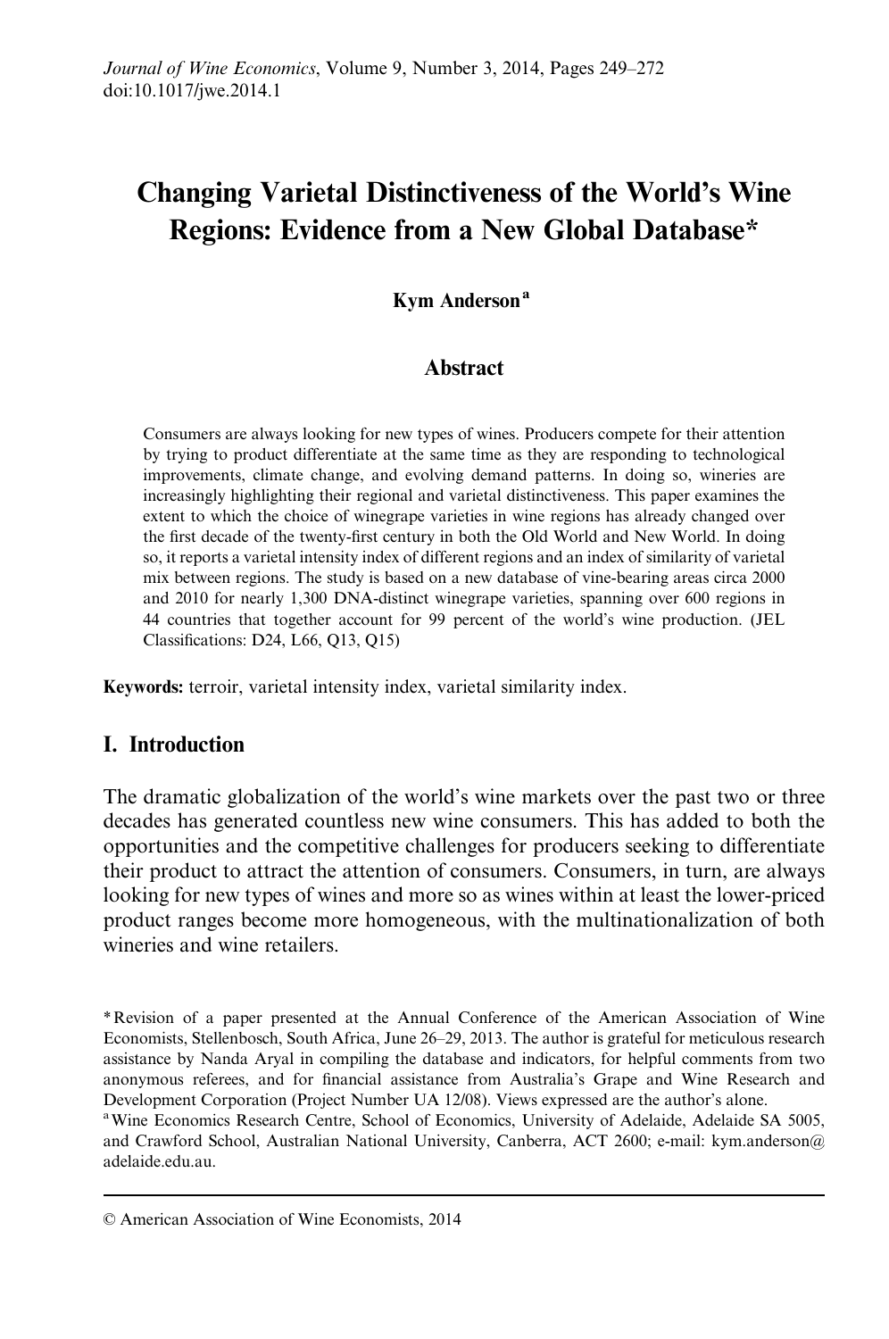# Changing Varietal Distinctiveness of the World's Wine Regions: Evidence from a New Global Database*

**Kym Anderson**[a]

## Abstract

Consumers are always looking for new types of wines. Producers compete for their attention by trying to product differentiate at the same time as they are responding to technological improvements, climate change, and evolving demand patterns. In doing so, wineries are increasingly highlighting their regional and varietal distinctiveness. This paper examines the extent to which the choice of winegrape varieties in wine regions has already changed over the first decade of the twenty-first century in both the Old World and New World. In doing so, it reports a varietal intensity index of different regions and an index of similarity of varietal mix between regions. The study is based on a new database of vine-bearing areas circa 2000 and 2010 for nearly 1,300 DNA-distinct winegrape varieties, spanning over 600 regions in 44 countries that together account for 99 percent of the world's wine production. (JEL Classifications: D24, L66, Q13, Q15)

**Keywords:** terroir, varietal intensity index, varietal similarity index.

## I. Introduction

The dramatic globalization of the world's wine markets over the past two or three decades has generated countless new wine consumers. This has added to both the opportunities and the competitive challenges for producers seeking to differentiate their product to attract the attention of consumers. Consumers, in turn, are always looking for new types of wines and more so as wines within at least the lower-priced product ranges become more homogeneous, with the multinationalization of both wineries and wine retailers.

---

*Revision of a paper presented at the Annual Conference of the American Association of Wine Economists, Stellenbosch, South Africa, June 26–29, 2013. The author is grateful for meticulous research assistance by Nanda Aryal in compiling the database and indicators, for helpful comments from two anonymous referees, and for financial assistance from Australia's Grape and Wine Research and Development Corporation (Project Number UA 12/08). Views expressed are the author's alone.

[a] Wine Economics Research Centre, School of Economics, University of Adelaide, Adelaide SA 5005, and Crawford School, Australian National University, Canberra, ACT 2600; e-mail: kym.anderson@adelaide.edu.au.

© American Association of Wine Economists, 2014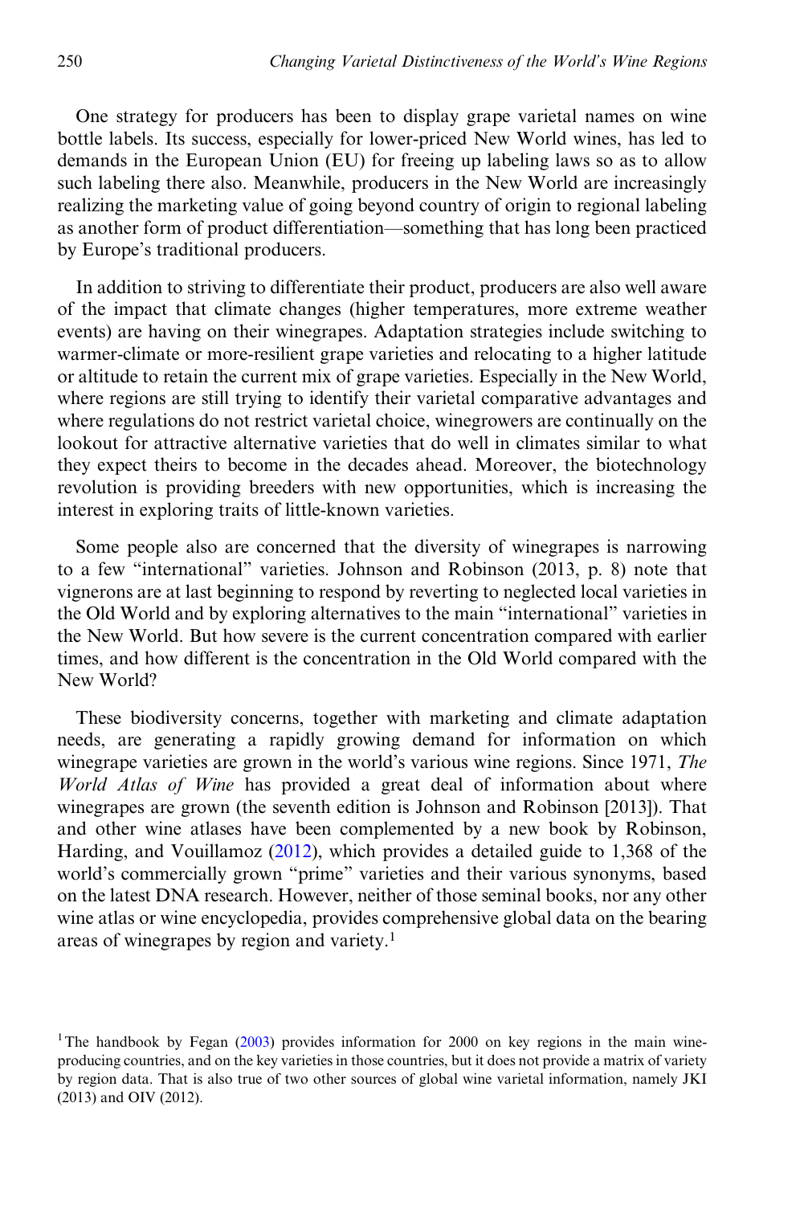One strategy for producers has been to display grape varietal names on wine bottle labels. Its success, especially for lower-priced New World wines, has led to demands in the European Union (EU) for freeing up labeling laws so as to allow such labeling there also. Meanwhile, producers in the New World are increasingly realizing the marketing value of going beyond country of origin to regional labeling as another form of product differentiation—something that has long been practiced by Europe's traditional producers.

In addition to striving to differentiate their product, producers are also well aware of the impact that climate changes (higher temperatures, more extreme weather events) are having on their winegrapes. Adaptation strategies include switching to warmer-climate or more-resilient grape varieties and relocating to a higher latitude or altitude to retain the current mix of grape varieties. Especially in the New World, where regions are still trying to identify their varietal comparative advantages and where regulations do not restrict varietal choice, winegrowers are continually on the lookout for attractive alternative varieties that do well in climates similar to what they expect theirs to become in the decades ahead. Moreover, the biotechnology revolution is providing breeders with new opportunities, which is increasing the interest in exploring traits of little-known varieties.

Some people also are concerned that the diversity of winegrapes is narrowing to a few "international" varieties. Johnson and Robinson (2013, p. 8) note that vignerons are at last beginning to respond by reverting to neglected local varieties in the Old World and by exploring alternatives to the main "international" varieties in the New World. But how severe is the current concentration compared with earlier times, and how different is the concentration in the Old World compared with the New World?

These biodiversity concerns, together with marketing and climate adaptation needs, are generating a rapidly growing demand for information on which winegrape varieties are grown in the world's various wine regions. Since 1971, *The World Atlas of Wine* has provided a great deal of information about where winegrapes are grown (the seventh edition is Johnson and Robinson [2013]). That and other wine atlases have been complemented by a new book by Robinson, Harding, and Vouillamoz (2012), which provides a detailed guide to 1,368 of the world's commercially grown "prime" varieties and their various synonyms, based on the latest DNA research. However, neither of those seminal books, nor any other wine atlas or wine encyclopedia, provides comprehensive global data on the bearing areas of winegrapes by region and variety.[1]

[1] The handbook by Fegan (2003) provides information for 2000 on key regions in the main wine-producing countries, and on the key varieties in those countries, but it does not provide a matrix of variety by region data. That is also true of two other sources of global wine varietal information, namely JKI (2013) and OIV (2012).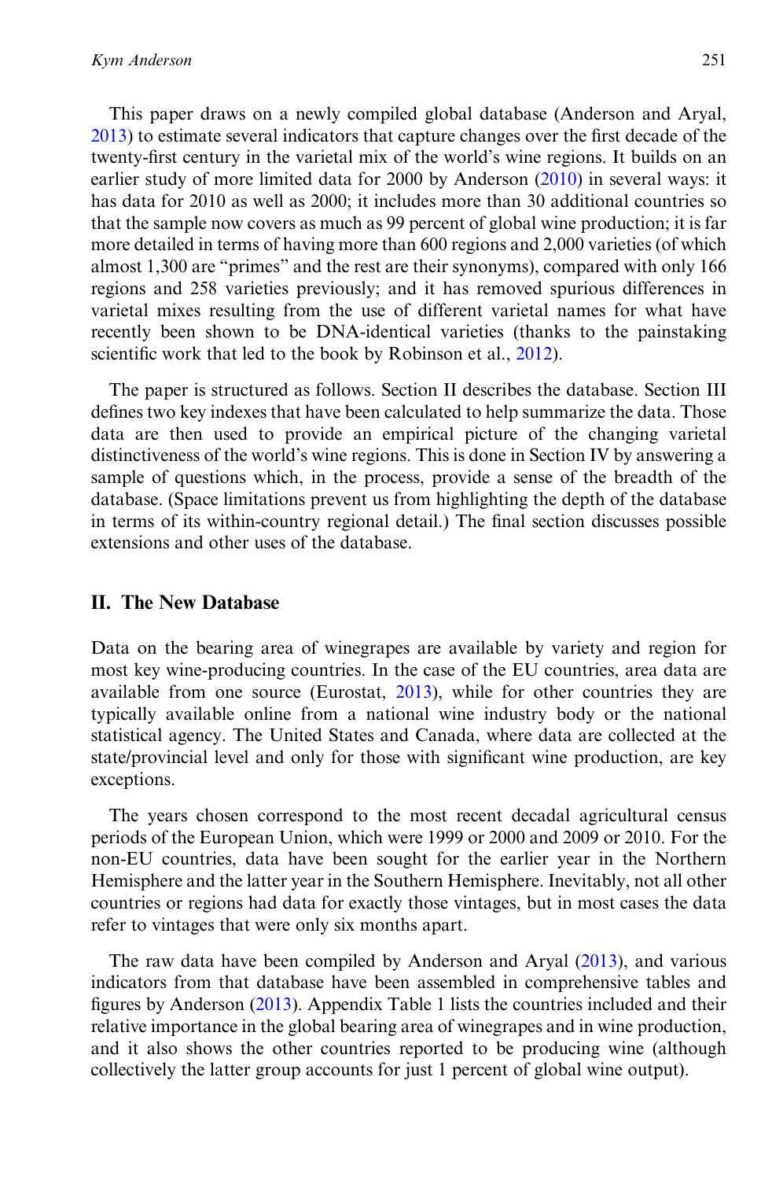This paper draws on a newly compiled global database (Anderson and Aryal, 2013) to estimate several indicators that capture changes over the first decade of the twenty-first century in the varietal mix of the world's wine regions. It builds on an earlier study of more limited data for 2000 by Anderson (2010) in several ways: it has data for 2010 as well as 2000; it includes more than 30 additional countries so that the sample now covers as much as 99 percent of global wine production; it is far more detailed in terms of having more than 600 regions and 2,000 varieties (of which almost 1,300 are "primes" and the rest are their synonyms), compared with only 166 regions and 258 varieties previously; and it has removed spurious differences in varietal mixes resulting from the use of different varietal names for what have recently been shown to be DNA-identical varieties (thanks to the painstaking scientific work that led to the book by Robinson et al., 2012).

The paper is structured as follows. Section II describes the database. Section III defines two key indexes that have been calculated to help summarize the data. Those data are then used to provide an empirical picture of the changing varietal distinctiveness of the world's wine regions. This is done in Section IV by answering a sample of questions which, in the process, provide a sense of the breadth of the database. (Space limitations prevent us from highlighting the depth of the database in terms of its within-country regional detail.) The final section discusses possible extensions and other uses of the database.

## II. The New Database

Data on the bearing area of winegrapes are available by variety and region for most key wine-producing countries. In the case of the EU countries, area data are available from one source (Eurostat, 2013), while for other countries they are typically available online from a national wine industry body or the national statistical agency. The United States and Canada, where data are collected at the state/provincial level and only for those with significant wine production, are key exceptions.

The years chosen correspond to the most recent decadal agricultural census periods of the European Union, which were 1999 or 2000 and 2009 or 2010. For the non-EU countries, data have been sought for the earlier year in the Northern Hemisphere and the latter year in the Southern Hemisphere. Inevitably, not all other countries or regions had data for exactly those vintages, but in most cases the data refer to vintages that were only six months apart.

The raw data have been compiled by Anderson and Aryal (2013), and various indicators from that database have been assembled in comprehensive tables and figures by Anderson (2013). Appendix Table 1 lists the countries included and their relative importance in the global bearing area of winegrapes and in wine production, and it also shows the other countries reported to be producing wine (although collectively the latter group accounts for just 1 percent of global wine output).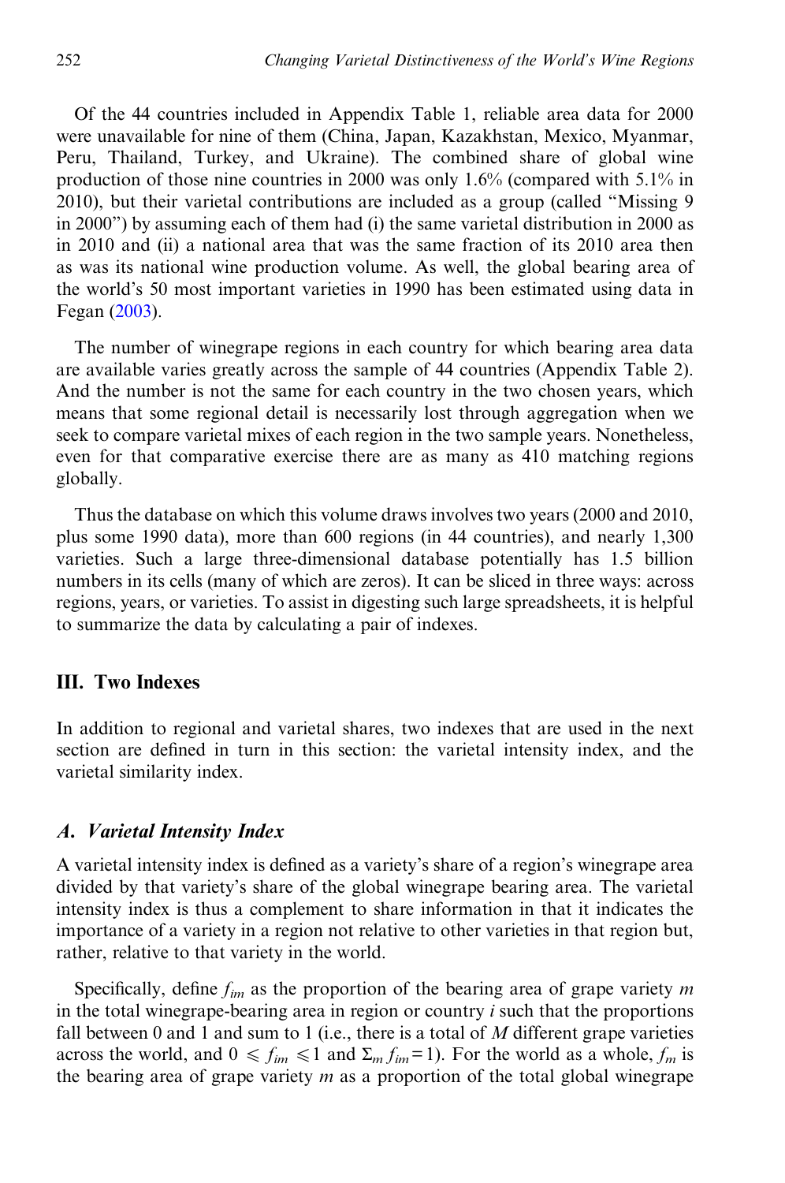Of the 44 countries included in Appendix Table 1, reliable area data for 2000 were unavailable for nine of them (China, Japan, Kazakhstan, Mexico, Myanmar, Peru, Thailand, Turkey, and Ukraine). The combined share of global wine production of those nine countries in 2000 was only 1.6% (compared with 5.1% in 2010), but their varietal contributions are included as a group (called "Missing 9 in 2000") by assuming each of them had (i) the same varietal distribution in 2000 as in 2010 and (ii) a national area that was the same fraction of its 2010 area then as was its national wine production volume. As well, the global bearing area of the world's 50 most important varieties in 1990 has been estimated using data in Fegan (2003).

The number of winegrape regions in each country for which bearing area data are available varies greatly across the sample of 44 countries (Appendix Table 2). And the number is not the same for each country in the two chosen years, which means that some regional detail is necessarily lost through aggregation when we seek to compare varietal mixes of each region in the two sample years. Nonetheless, even for that comparative exercise there are as many as 410 matching regions globally.

Thus the database on which this volume draws involves two years (2000 and 2010, plus some 1990 data), more than 600 regions (in 44 countries), and nearly 1,300 varieties. Such a large three-dimensional database potentially has 1.5 billion numbers in its cells (many of which are zeros). It can be sliced in three ways: across regions, years, or varieties. To assist in digesting such large spreadsheets, it is helpful to summarize the data by calculating a pair of indexes.

## III. Two Indexes

In addition to regional and varietal shares, two indexes that are used in the next section are defined in turn in this section: the varietal intensity index, and the varietal similarity index.

### *A. Varietal Intensity Index*

A varietal intensity index is defined as a variety's share of a region's winegrape area divided by that variety's share of the global winegrape bearing area. The varietal intensity index is thus a complement to share information in that it indicates the importance of a variety in a region not relative to other varieties in that region but, rather, relative to that variety in the world.

Specifically, define $f_{im}$ as the proportion of the bearing area of grape variety $m$ in the total winegrape-bearing area in region or country $i$ such that the proportions fall between 0 and 1 and sum to 1 (i.e., there is a total of $M$ different grape varieties across the world, and $0 \leqslant f_{im} \leqslant 1$ and $\Sigma_m f_{im} = 1$). For the world as a whole, $f_m$ is the bearing area of grape variety $m$ as a proportion of the total global winegrape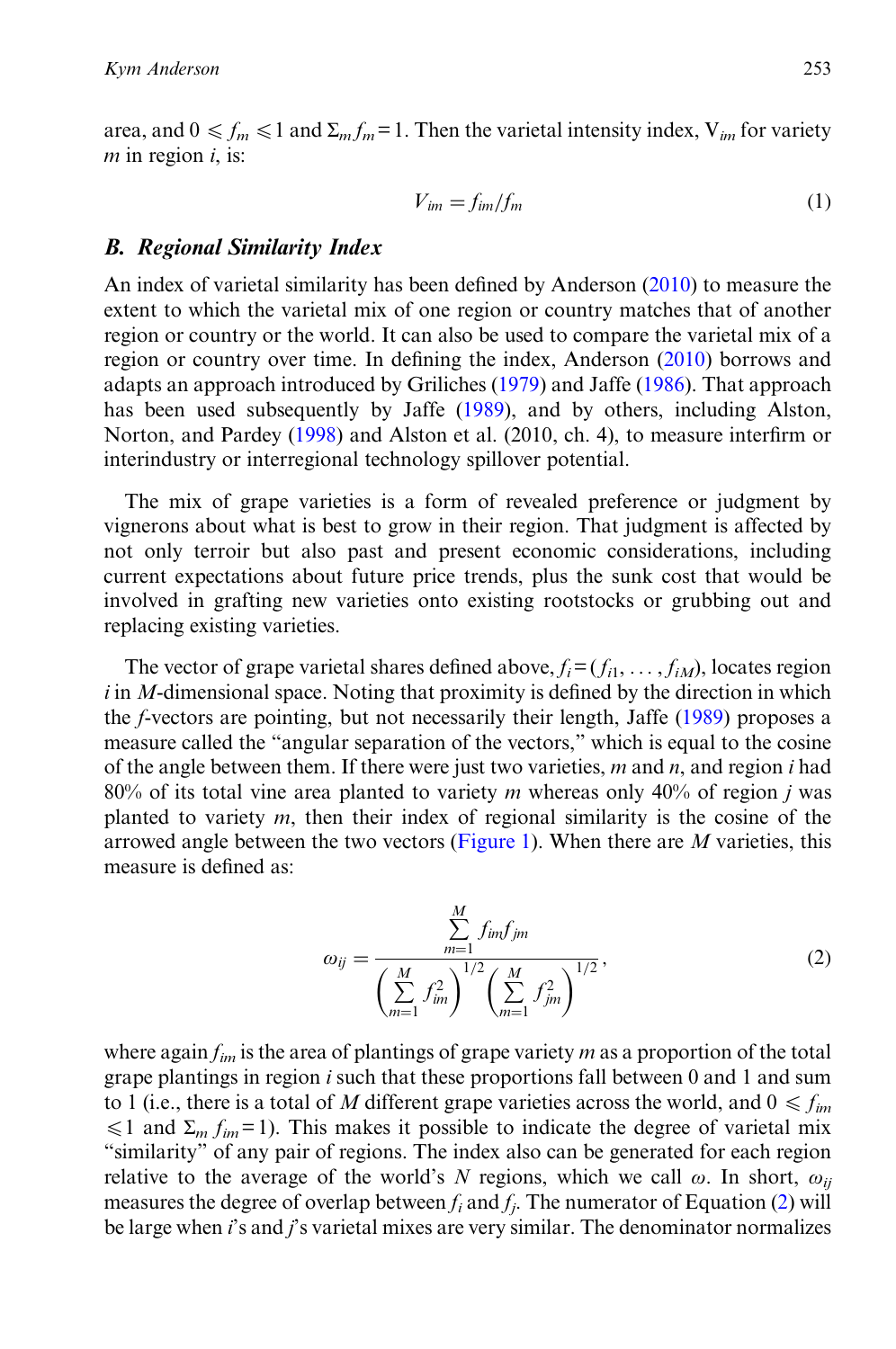area, and $0 \leqslant f_m \leqslant 1$ and $\Sigma_m f_m = 1$. Then the varietal intensity index, $V_{im}$ for variety $m$ in region $i$, is:

$$V_{im} = f_{im}/f_m \tag{1}$$

### B. *Regional Similarity Index*

An index of varietal similarity has been defined by Anderson (2010) to measure the extent to which the varietal mix of one region or country matches that of another region or country or the world. It can also be used to compare the varietal mix of a region or country over time. In defining the index, Anderson (2010) borrows and adapts an approach introduced by Griliches (1979) and Jaffe (1986). That approach has been used subsequently by Jaffe (1989), and by others, including Alston, Norton, and Pardey (1998) and Alston et al. (2010, ch. 4), to measure interfirm or interindustry or interregional technology spillover potential.

The mix of grape varieties is a form of revealed preference or judgment by vignerons about what is best to grow in their region. That judgment is affected by not only terroir but also past and present economic considerations, including current expectations about future price trends, plus the sunk cost that would be involved in grafting new varieties onto existing rootstocks or grubbing out and replacing existing varieties.

The vector of grape varietal shares defined above, $f_i = (f_{i1}, \ldots, f_{iM})$, locates region $i$ in $M$-dimensional space. Noting that proximity is defined by the direction in which the $f$-vectors are pointing, but not necessarily their length, Jaffe (1989) proposes a measure called the "angular separation of the vectors," which is equal to the cosine of the angle between them. If there were just two varieties, $m$ and $n$, and region $i$ had 80% of its total vine area planted to variety $m$ whereas only 40% of region $j$ was planted to variety $m$, then their index of regional similarity is the cosine of the arrowed angle between the two vectors (Figure 1). When there are $M$ varieties, this measure is defined as:

$$\omega_{ij} = \frac{\sum_{m=1}^{M} f_{im} f_{jm}}{\left(\sum_{m=1}^{M} f_{im}^2\right)^{1/2} \left(\sum_{m=1}^{M} f_{jm}^2\right)^{1/2}}, \tag{2}$$

where again $f_{im}$ is the area of plantings of grape variety $m$ as a proportion of the total grape plantings in region $i$ such that these proportions fall between 0 and 1 and sum to 1 (i.e., there is a total of $M$ different grape varieties across the world, and $0 \leqslant f_{im} \leqslant 1$ and $\Sigma_m f_{im} = 1$). This makes it possible to indicate the degree of varietal mix "similarity" of any pair of regions. The index also can be generated for each region relative to the average of the world's $N$ regions, which we call $\omega$. In short, $\omega_{ij}$ measures the degree of overlap between $f_i$ and $f_j$. The numerator of Equation (2) will be large when $i$'s and $j$'s varietal mixes are very similar. The denominator normalizes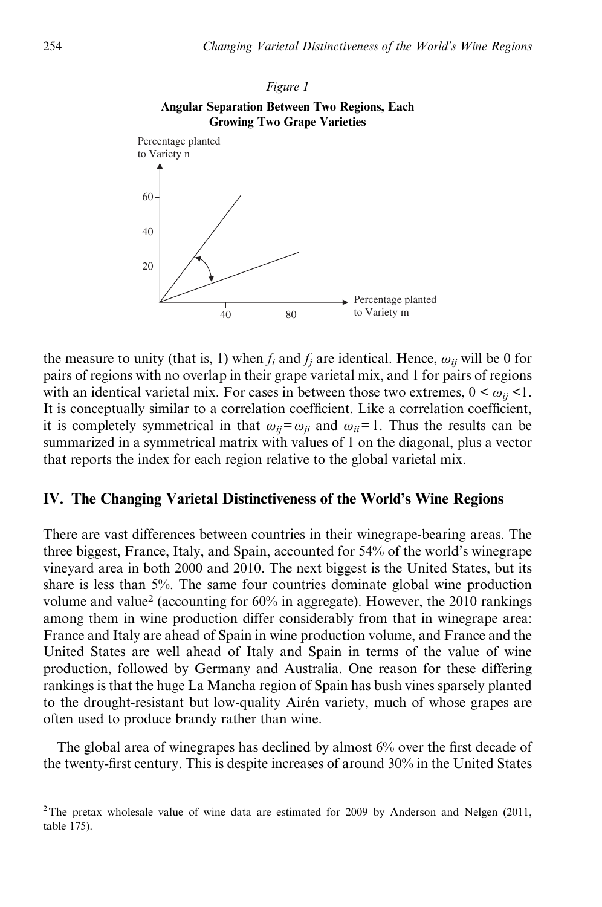*Figure 1*

**Angular Separation Between Two Regions, Each Growing Two Grape Varieties**

the measure to unity (that is, 1) when $f_i$ and $f_j$ are identical. Hence, $\omega_{ij}$ will be 0 for pairs of regions with no overlap in their grape varietal mix, and 1 for pairs of regions with an identical varietal mix. For cases in between those two extremes, $0 < \omega_{ij} < 1$. It is conceptually similar to a correlation coefficient. Like a correlation coefficient, it is completely symmetrical in that $\omega_{ij} = \omega_{ji}$ and $\omega_{ii} = 1$. Thus the results can be summarized in a symmetrical matrix with values of 1 on the diagonal, plus a vector that reports the index for each region relative to the global varietal mix.

## IV. The Changing Varietal Distinctiveness of the World's Wine Regions

There are vast differences between countries in their winegrape-bearing areas. The three biggest, France, Italy, and Spain, accounted for 54% of the world's winegrape vineyard area in both 2000 and 2010. The next biggest is the United States, but its share is less than 5%. The same four countries dominate global wine production volume and value[2] (accounting for 60% in aggregate). However, the 2010 rankings among them in wine production differ considerably from that in winegrape area: France and Italy are ahead of Spain in wine production volume, and France and the United States are well ahead of Italy and Spain in terms of the value of wine production, followed by Germany and Australia. One reason for these differing rankings is that the huge La Mancha region of Spain has bush vines sparsely planted to the drought-resistant but low-quality Airén variety, much of whose grapes are often used to produce brandy rather than wine.

The global area of winegrapes has declined by almost 6% over the first decade of the twenty-first century. This is despite increases of around 30% in the United States

[2] The pretax wholesale value of wine data are estimated for 2009 by Anderson and Nelgen (2011, table 175).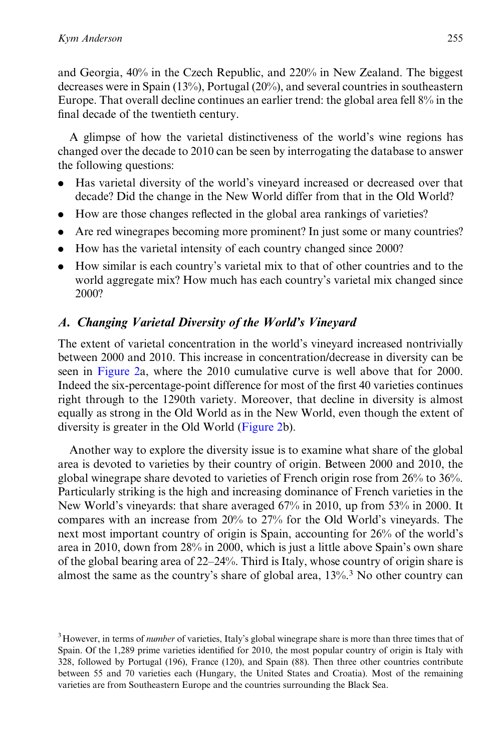and Georgia, 40% in the Czech Republic, and 220% in New Zealand. The biggest decreases were in Spain (13%), Portugal (20%), and several countries in southeastern Europe. That overall decline continues an earlier trend: the global area fell 8% in the final decade of the twentieth century.

A glimpse of how the varietal distinctiveness of the world's wine regions has changed over the decade to 2010 can be seen by interrogating the database to answer the following questions:

- Has varietal diversity of the world's vineyard increased or decreased over that decade? Did the change in the New World differ from that in the Old World?
- How are those changes reflected in the global area rankings of varieties?
- Are red winegrapes becoming more prominent? In just some or many countries?
- How has the varietal intensity of each country changed since 2000?
- How similar is each country's varietal mix to that of other countries and to the world aggregate mix? How much has each country's varietal mix changed since 2000?

## *A. Changing Varietal Diversity of the World's Vineyard*

The extent of varietal concentration in the world's vineyard increased nontrivially between 2000 and 2010. This increase in concentration/decrease in diversity can be seen in Figure 2a, where the 2010 cumulative curve is well above that for 2000. Indeed the six-percentage-point difference for most of the first 40 varieties continues right through to the 1290th variety. Moreover, that decline in diversity is almost equally as strong in the Old World as in the New World, even though the extent of diversity is greater in the Old World (Figure 2b).

Another way to explore the diversity issue is to examine what share of the global area is devoted to varieties by their country of origin. Between 2000 and 2010, the global winegrape share devoted to varieties of French origin rose from 26% to 36%. Particularly striking is the high and increasing dominance of French varieties in the New World's vineyards: that share averaged 67% in 2010, up from 53% in 2000. It compares with an increase from 20% to 27% for the Old World's vineyards. The next most important country of origin is Spain, accounting for 26% of the world's area in 2010, down from 28% in 2000, which is just a little above Spain's own share of the global bearing area of 22–24%. Third is Italy, whose country of origin share is almost the same as the country's share of global area, 13%.[3] No other country can

[3] However, in terms of *number* of varieties, Italy's global winegrape share is more than three times that of Spain. Of the 1,289 prime varieties identified for 2010, the most popular country of origin is Italy with 328, followed by Portugal (196), France (120), and Spain (88). Then three other countries contribute between 55 and 70 varieties each (Hungary, the United States and Croatia). Most of the remaining varieties are from Southeastern Europe and the countries surrounding the Black Sea.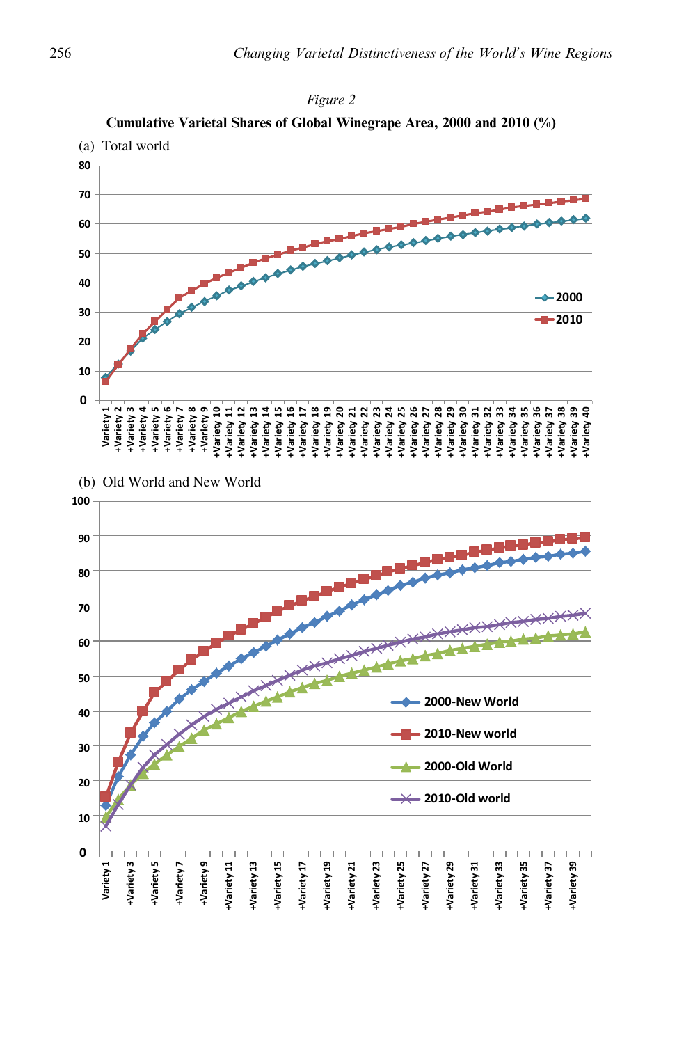*Figure 2*

**Cumulative Varietal Shares of Global Winegrape Area, 2000 and 2010 (%)**

(a) Total world

(b) Old World and New World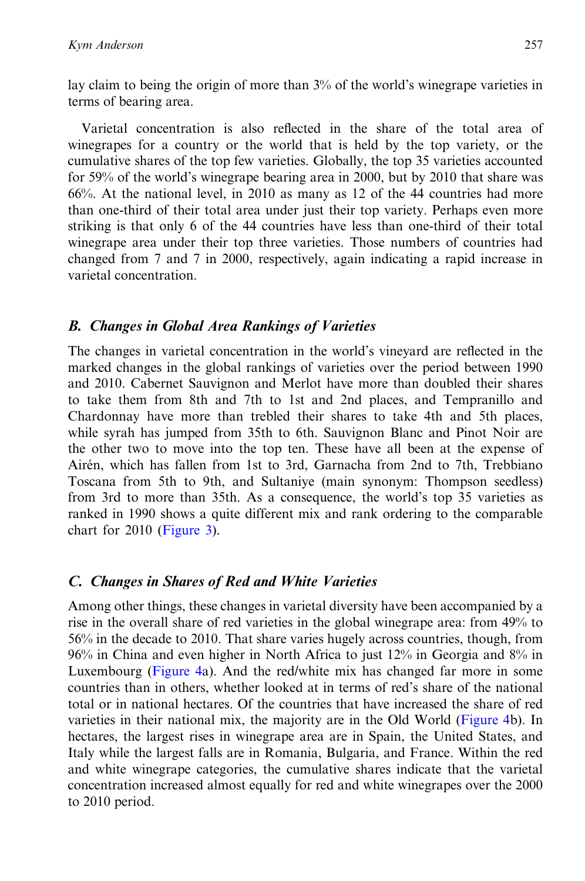lay claim to being the origin of more than 3% of the world's winegrape varieties in terms of bearing area.

Varietal concentration is also reflected in the share of the total area of winegrapes for a country or the world that is held by the top variety, or the cumulative shares of the top few varieties. Globally, the top 35 varieties accounted for 59% of the world's winegrape bearing area in 2000, but by 2010 that share was 66%. At the national level, in 2010 as many as 12 of the 44 countries had more than one-third of their total area under just their top variety. Perhaps even more striking is that only 6 of the 44 countries have less than one-third of their total winegrape area under their top three varieties. Those numbers of countries had changed from 7 and 7 in 2000, respectively, again indicating a rapid increase in varietal concentration.

### *B. Changes in Global Area Rankings of Varieties*

The changes in varietal concentration in the world's vineyard are reflected in the marked changes in the global rankings of varieties over the period between 1990 and 2010. Cabernet Sauvignon and Merlot have more than doubled their shares to take them from 8th and 7th to 1st and 2nd places, and Tempranillo and Chardonnay have more than trebled their shares to take 4th and 5th places, while syrah has jumped from 35th to 6th. Sauvignon Blanc and Pinot Noir are the other two to move into the top ten. These have all been at the expense of Airén, which has fallen from 1st to 3rd, Garnacha from 2nd to 7th, Trebbiano Toscana from 5th to 9th, and Sultaniye (main synonym: Thompson seedless) from 3rd to more than 35th. As a consequence, the world's top 35 varieties as ranked in 1990 shows a quite different mix and rank ordering to the comparable chart for 2010 (Figure 3).

### *C. Changes in Shares of Red and White Varieties*

Among other things, these changes in varietal diversity have been accompanied by a rise in the overall share of red varieties in the global winegrape area: from 49% to 56% in the decade to 2010. That share varies hugely across countries, though, from 96% in China and even higher in North Africa to just 12% in Georgia and 8% in Luxembourg (Figure 4a). And the red/white mix has changed far more in some countries than in others, whether looked at in terms of red's share of the national total or in national hectares. Of the countries that have increased the share of red varieties in their national mix, the majority are in the Old World (Figure 4b). In hectares, the largest rises in winegrape area are in Spain, the United States, and Italy while the largest falls are in Romania, Bulgaria, and France. Within the red and white winegrape categories, the cumulative shares indicate that the varietal concentration increased almost equally for red and white winegrapes over the 2000 to 2010 period.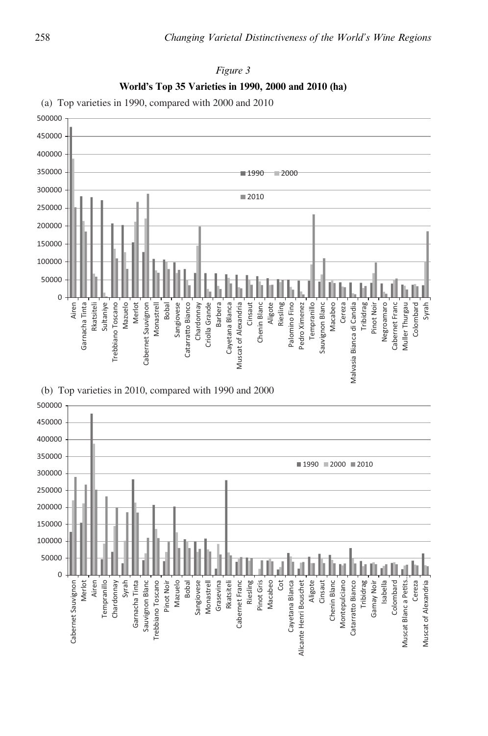*Figure 3*

**World's Top 35 Varieties in 1990, 2000 and 2010 (ha)**

(a) Top varieties in 1990, compared with 2000 and 2010

(b) Top varieties in 2010, compared with 1990 and 2000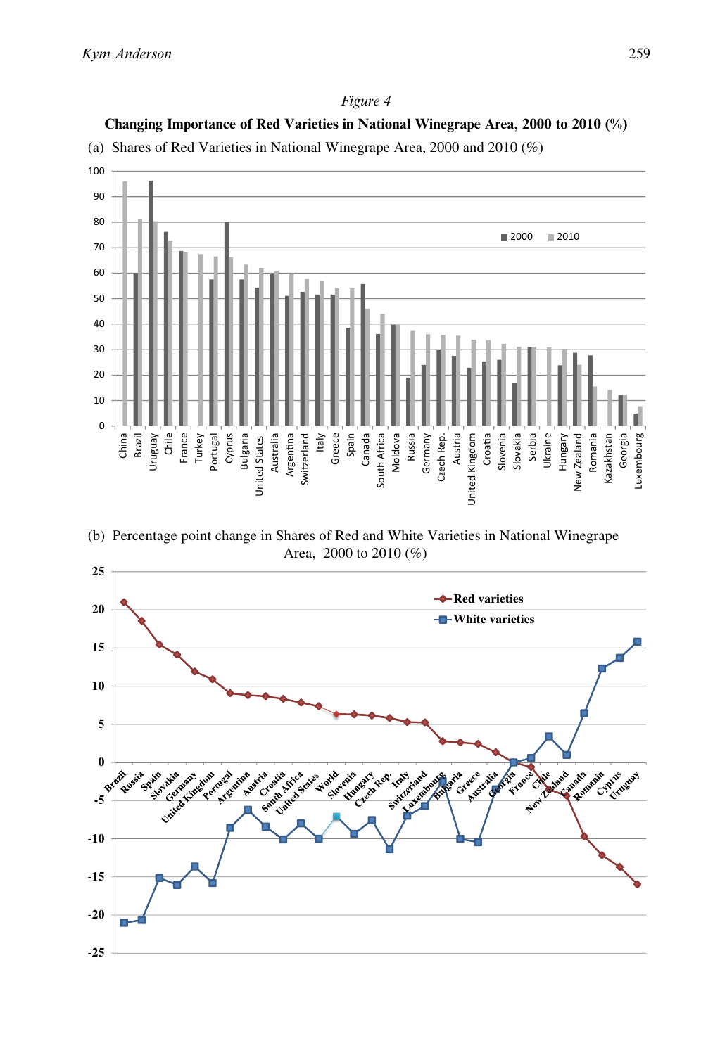*Figure 4*

**Changing Importance of Red Varieties in National Winegrape Area, 2000 to 2010 (%)**

(a) Shares of Red Varieties in National Winegrape Area, 2000 and 2010 (%)

(b) Percentage point change in Shares of Red and White Varieties in National Winegrape Area, 2000 to 2010 (%)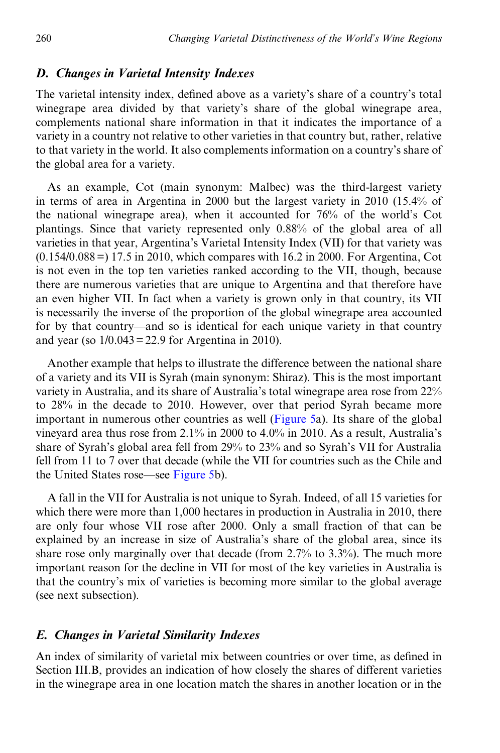### *D. Changes in Varietal Intensity Indexes*

The varietal intensity index, defined above as a variety's share of a country's total winegrape area divided by that variety's share of the global winegrape area, complements national share information in that it indicates the importance of a variety in a country not relative to other varieties in that country but, rather, relative to that variety in the world. It also complements information on a country's share of the global area for a variety.

As an example, Cot (main synonym: Malbec) was the third-largest variety in terms of area in Argentina in 2000 but the largest variety in 2010 (15.4% of the national winegrape area), when it accounted for 76% of the world's Cot plantings. Since that variety represented only 0.88% of the global area of all varieties in that year, Argentina's Varietal Intensity Index (VII) for that variety was (0.154/0.088 =) 17.5 in 2010, which compares with 16.2 in 2000. For Argentina, Cot is not even in the top ten varieties ranked according to the VII, though, because there are numerous varieties that are unique to Argentina and that therefore have an even higher VII. In fact when a variety is grown only in that country, its VII is necessarily the inverse of the proportion of the global winegrape area accounted for by that country—and so is identical for each unique variety in that country and year (so 1/0.043 = 22.9 for Argentina in 2010).

Another example that helps to illustrate the difference between the national share of a variety and its VII is Syrah (main synonym: Shiraz). This is the most important variety in Australia, and its share of Australia's total winegrape area rose from 22% to 28% in the decade to 2010. However, over that period Syrah became more important in numerous other countries as well (Figure 5a). Its share of the global vineyard area thus rose from 2.1% in 2000 to 4.0% in 2010. As a result, Australia's share of Syrah's global area fell from 29% to 23% and so Syrah's VII for Australia fell from 11 to 7 over that decade (while the VII for countries such as the Chile and the United States rose—see Figure 5b).

A fall in the VII for Australia is not unique to Syrah. Indeed, of all 15 varieties for which there were more than 1,000 hectares in production in Australia in 2010, there are only four whose VII rose after 2000. Only a small fraction of that can be explained by an increase in size of Australia's share of the global area, since its share rose only marginally over that decade (from 2.7% to 3.3%). The much more important reason for the decline in VII for most of the key varieties in Australia is that the country's mix of varieties is becoming more similar to the global average (see next subsection).

### *E. Changes in Varietal Similarity Indexes*

An index of similarity of varietal mix between countries or over time, as defined in Section III.B, provides an indication of how closely the shares of different varieties in the winegrape area in one location match the shares in another location or in the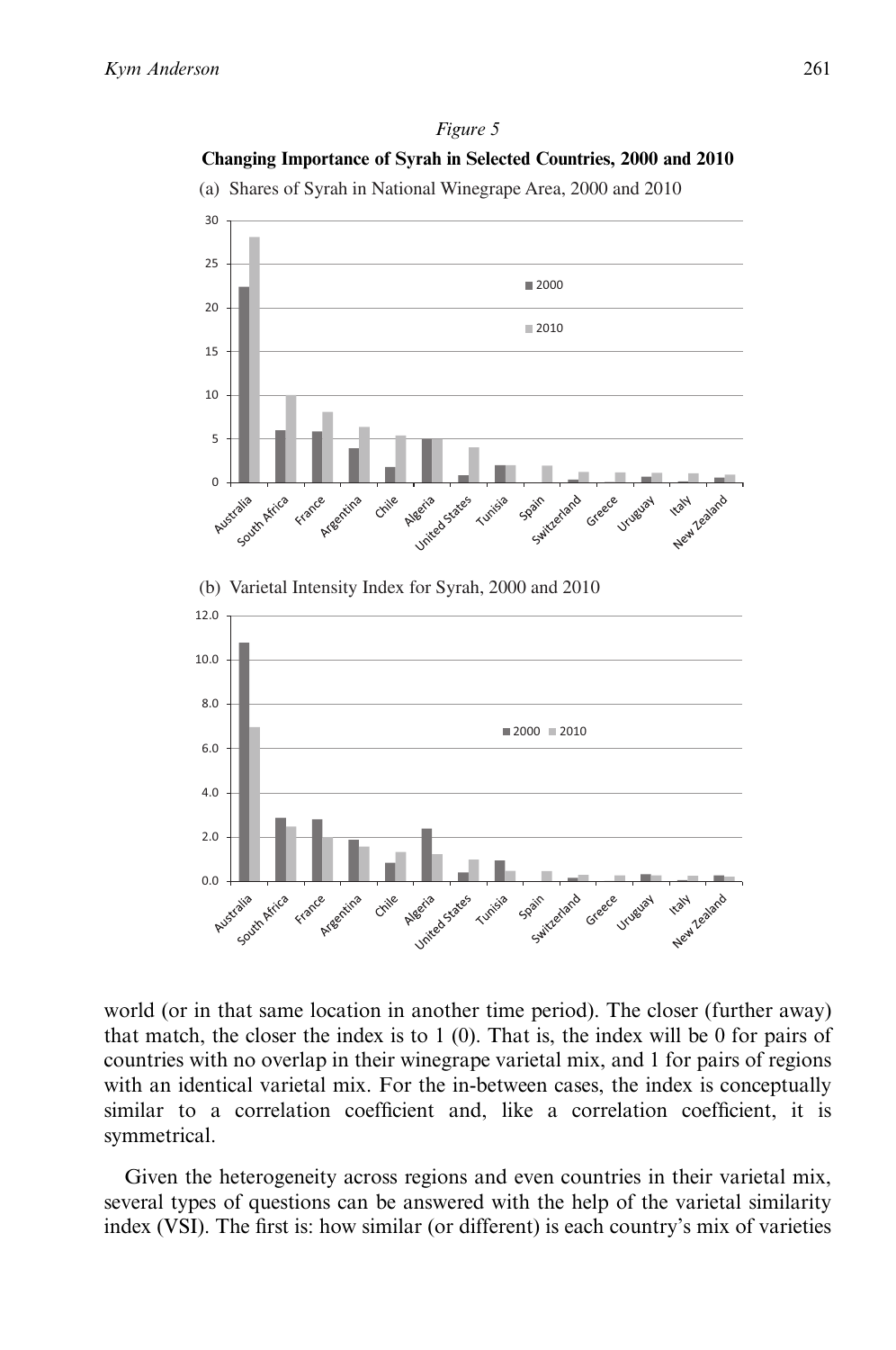*Figure 5*

**Changing Importance of Syrah in Selected Countries, 2000 and 2010**

(a) Shares of Syrah in National Winegrape Area, 2000 and 2010

(b) Varietal Intensity Index for Syrah, 2000 and 2010

world (or in that same location in another time period). The closer (further away) that match, the closer the index is to 1 (0). That is, the index will be 0 for pairs of countries with no overlap in their winegrape varietal mix, and 1 for pairs of regions with an identical varietal mix. For the in-between cases, the index is conceptually similar to a correlation coefficient and, like a correlation coefficient, it is symmetrical.

Given the heterogeneity across regions and even countries in their varietal mix, several types of questions can be answered with the help of the varietal similarity index (VSI). The first is: how similar (or different) is each country's mix of varieties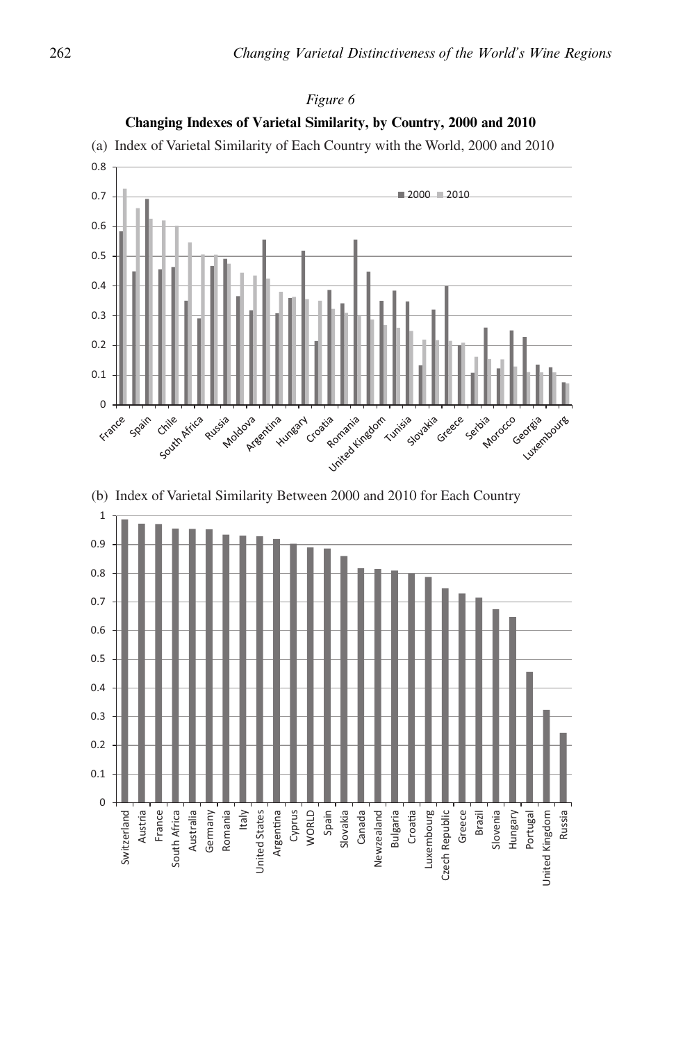*Figure 6*

**Changing Indexes of Varietal Similarity, by Country, 2000 and 2010**

(a) Index of Varietal Similarity of Each Country with the World, 2000 and 2010

(b) Index of Varietal Similarity Between 2000 and 2010 for Each Country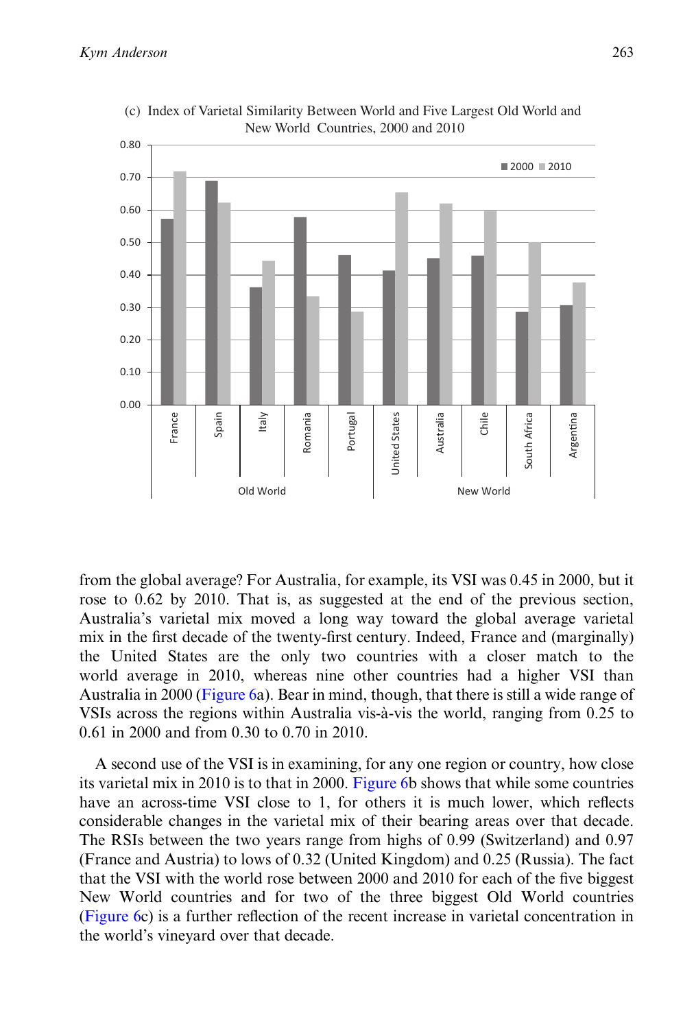(c) Index of Varietal Similarity Between World and Five Largest Old World and New World Countries, 2000 and 2010

from the global average? For Australia, for example, its VSI was 0.45 in 2000, but it rose to 0.62 by 2010. That is, as suggested at the end of the previous section, Australia's varietal mix moved a long way toward the global average varietal mix in the first decade of the twenty-first century. Indeed, France and (marginally) the United States are the only two countries with a closer match to the world average in 2010, whereas nine other countries had a higher VSI than Australia in 2000 (Figure 6a). Bear in mind, though, that there is still a wide range of VSIs across the regions within Australia vis-à-vis the world, ranging from 0.25 to 0.61 in 2000 and from 0.30 to 0.70 in 2010.

A second use of the VSI is in examining, for any one region or country, how close its varietal mix in 2010 is to that in 2000. Figure 6b shows that while some countries have an across-time VSI close to 1, for others it is much lower, which reflects considerable changes in the varietal mix of their bearing areas over that decade. The RSIs between the two years range from highs of 0.99 (Switzerland) and 0.97 (France and Austria) to lows of 0.32 (United Kingdom) and 0.25 (Russia). The fact that the VSI with the world rose between 2000 and 2010 for each of the five biggest New World countries and for two of the three biggest Old World countries (Figure 6c) is a further reflection of the recent increase in varietal concentration in the world's vineyard over that decade.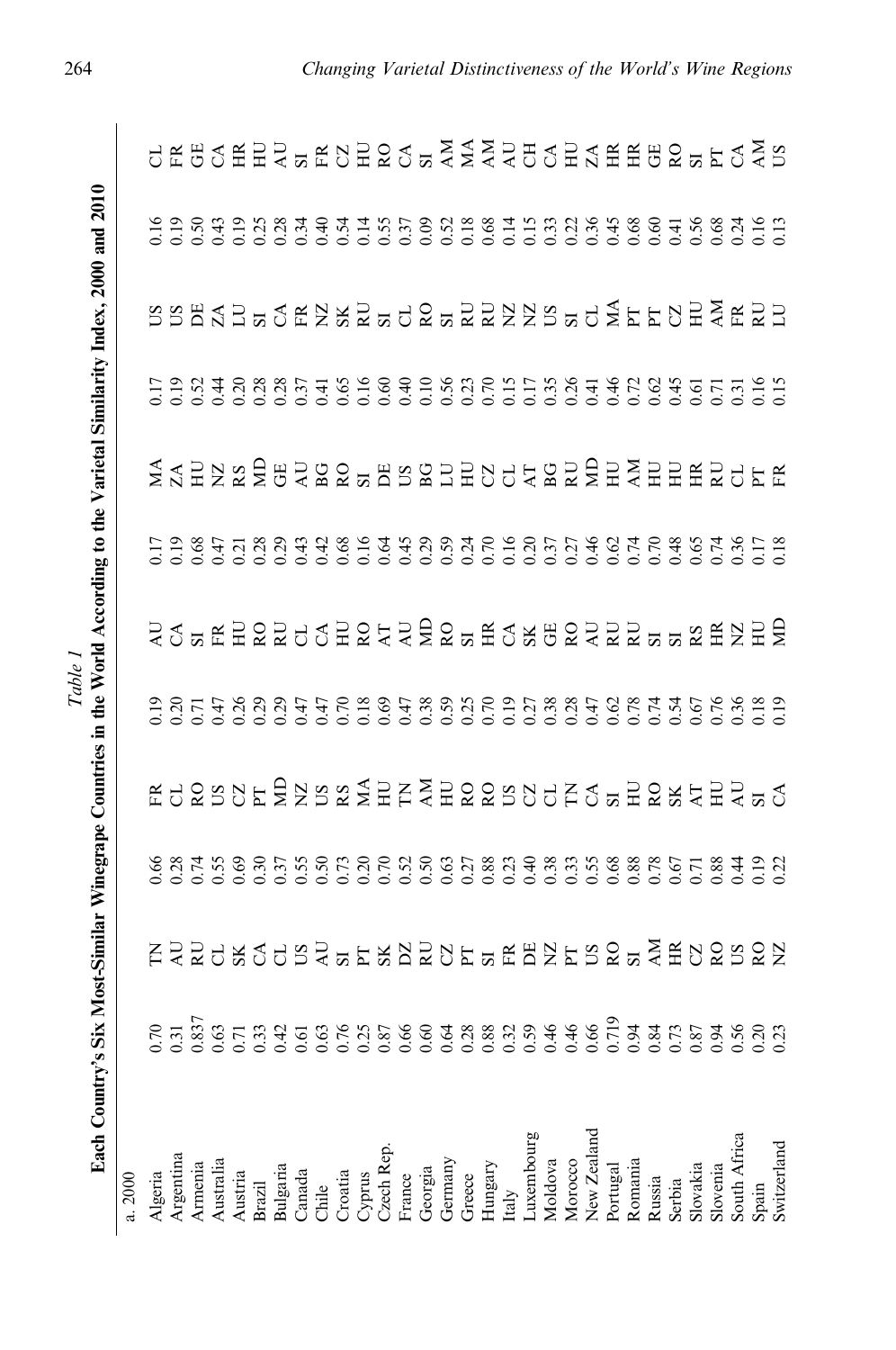*Table 1*
**Each Country's Six Most-Similar Winegrape Countries in the World According to the Varietal Similarity Index, 2000 and 2010**

| a. 2000 | | | | | | | | | | | | |
|---|---|---|---|---|---|---|---|---|---|---|---|---|
| Algeria | 0.70 | TN | 0.66 | FR | 0.19 | AU | 0.17 | MA | 0.17 | US | 0.16 | CL |
| Argentina | 0.31 | AU | 0.28 | CL | 0.20 | CA | 0.19 | ZA | 0.19 | US | 0.19 | FR |
| Armenia | 0.837 | RU | 0.74 | RO | 0.71 | SI | 0.68 | HU | 0.52 | DE | 0.50 | GE |
| Australia | 0.63 | CL | 0.55 | US | 0.47 | FR | 0.47 | NZ | 0.44 | ZA | 0.43 | CA |
| Austria | 0.71 | SK | 0.69 | CZ | 0.26 | HU | 0.21 | RS | 0.20 | LU | 0.19 | HR |
| Brazil | 0.33 | CA | 0.30 | PT | 0.29 | RO | 0.28 | MD | 0.28 | SI | 0.25 | HU |
| Bulgaria | 0.42 | CL | 0.37 | MD | 0.29 | RU | 0.29 | GE | 0.28 | CA | 0.28 | AU |
| Canada | 0.61 | US | 0.55 | NZ | 0.47 | CL | 0.43 | AU | 0.37 | FR | 0.34 | SI |
| Chile | 0.63 | AU | 0.50 | US | 0.47 | CA | 0.42 | BG | 0.41 | NZ | 0.40 | FR |
| Croatia | 0.76 | SI | 0.73 | RS | 0.70 | HU | 0.68 | RO | 0.65 | SK | 0.54 | CZ |
| Cyprus | 0.25 | PT | 0.20 | MA | 0.18 | RO | 0.16 | SI | 0.16 | RU | 0.14 | HU |
| Czech Rep. | 0.87 | SK | 0.70 | HU | 0.69 | AT | 0.64 | DE | 0.60 | SI | 0.55 | RO |
| France | 0.66 | DZ | 0.52 | TN | 0.47 | AU | 0.45 | US | 0.40 | CL | 0.37 | CA |
| Georgia | 0.60 | RU | 0.50 | AM | 0.38 | MD | 0.29 | BG | 0.10 | RO | 0.09 | SI |
| Germany | 0.64 | CZ | 0.63 | HU | 0.59 | RO | 0.59 | LU | 0.56 | SI | 0.52 | AM |
| Greece | 0.28 | PT | 0.27 | RO | 0.25 | SI | 0.24 | HU | 0.23 | RU | 0.18 | MA |
| Hungary | 0.88 | SI | 0.88 | RO | 0.70 | HR | 0.70 | CZ | 0.70 | RU | 0.68 | AM |
| Italy | 0.32 | FR | 0.23 | US | 0.19 | CA | 0.16 | CL | 0.15 | NZ | 0.14 | AU |
| Luxembourg | 0.59 | DE | 0.40 | CZ | 0.27 | SK | 0.20 | AT | 0.17 | NZ | 0.15 | CH |
| Moldova | 0.46 | NZ | 0.38 | CL | 0.38 | GE | 0.37 | BG | 0.35 | US | 0.33 | CA |
| Morocco | 0.46 | PT | 0.33 | TN | 0.28 | RO | 0.27 | RU | 0.26 | SI | 0.22 | HU |
| New Zealand | 0.66 | US | 0.55 | CA | 0.47 | AU | 0.46 | MD | 0.41 | CL | 0.36 | ZA |
| Portugal | 0.719 | RO | 0.68 | SI | 0.62 | RU | 0.62 | HU | 0.46 | MA | 0.45 | HR |
| Romania | 0.94 | SI | 0.88 | HU | 0.78 | RU | 0.74 | AM | 0.72 | PT | 0.68 | HR |
| Russia | 0.84 | AM | 0.78 | RO | 0.74 | SI | 0.70 | HU | 0.62 | PT | 0.60 | GE |
| Serbia | 0.73 | HR | 0.67 | SK | 0.54 | SI | 0.48 | HU | 0.45 | CZ | 0.41 | RO |
| Slovakia | 0.87 | CZ | 0.71 | AT | 0.67 | RS | 0.65 | HR | 0.61 | HU | 0.56 | SI |
| Slovenia | 0.94 | RO | 0.88 | HU | 0.76 | HR | 0.74 | RU | 0.71 | AM | 0.68 | PT |
| South Africa | 0.56 | US | 0.44 | AU | 0.36 | NZ | 0.36 | CL | 0.31 | FR | 0.24 | CA |
| Spain | 0.20 | RO | 0.19 | SI | 0.18 | HU | 0.17 | PT | 0.16 | RU | 0.16 | AM |
| Switzerland | 0.23 | NZ | 0.22 | CA | 0.19 | MD | 0.18 | FR | 0.15 | LU | 0.13 | US |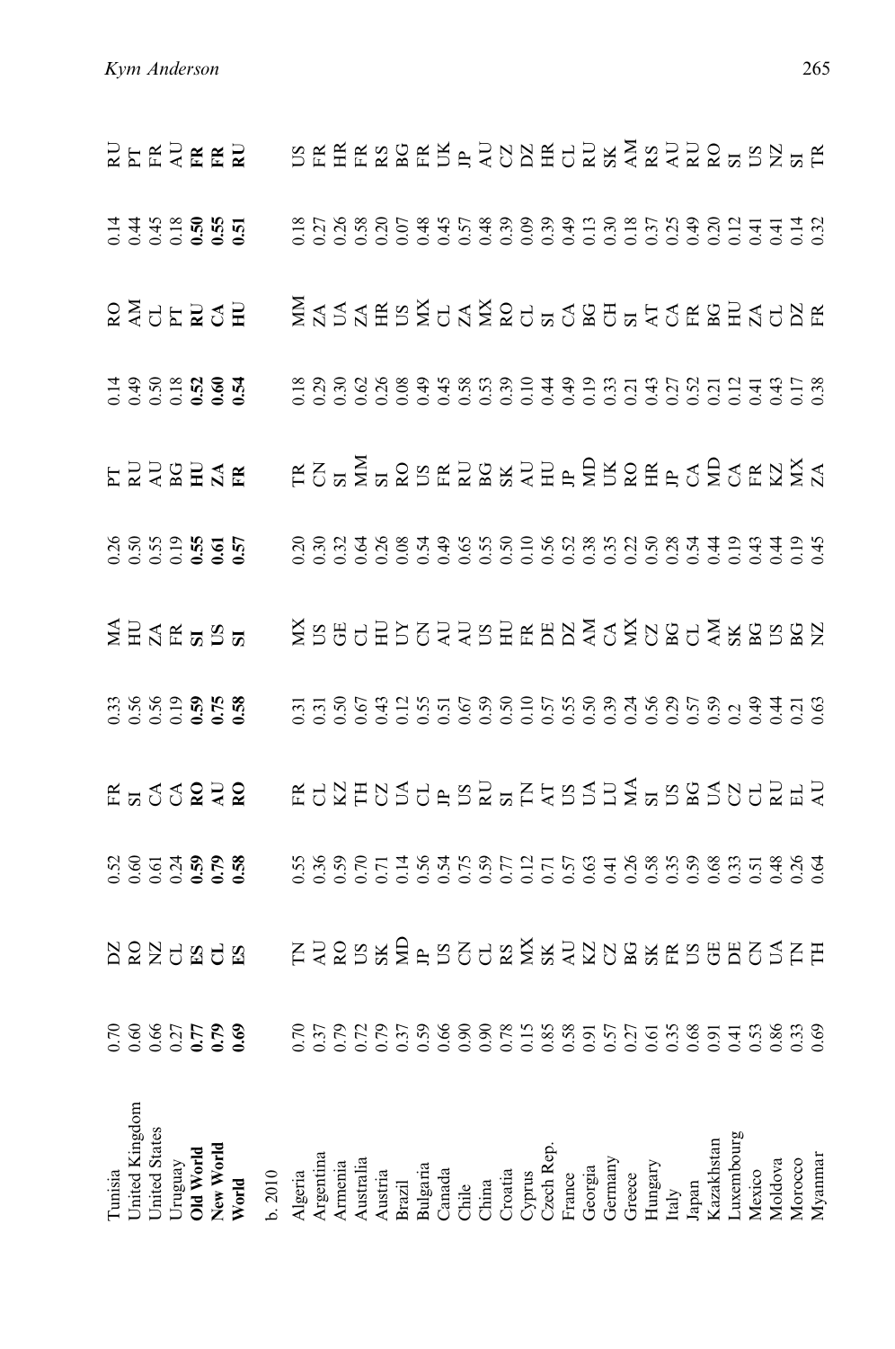| | | | | | | | | | | | | |
|---|---|---|---|---|---|---|---|---|---|---|---|---|
| Tunisia | 0.70 | DZ | 0.52 | FR | 0.33 | MA | 0.26 | PT | 0.14 | RO | 0.14 | RU |
| United Kingdom | 0.60 | RO | 0.60 | SI | 0.56 | HU | 0.50 | RU | 0.49 | AM | 0.44 | PT |
| United States | 0.66 | NZ | 0.61 | CA | 0.56 | ZA | 0.55 | AU | 0.50 | CL | 0.45 | FR |
| Uruguay | 0.27 | CL | 0.24 | CA | 0.19 | FR | 0.19 | BG | 0.18 | PT | 0.18 | AU |
| **Old World** | **0.77** | **ES** | **0.59** | **RO** | **0.59** | **SI** | **0.55** | **HU** | **0.52** | **RU** | **0.50** | **FR** |
| **New World** | **0.79** | **CL** | **0.79** | **AU** | **0.75** | **US** | **0.61** | **ZA** | **0.60** | **CA** | **0.55** | **FR** |
| **World** | **0.69** | **ES** | **0.58** | **RO** | **0.58** | **SI** | **0.57** | **FR** | **0.54** | **HU** | **0.51** | **RU** |
| b. 2010 | | | | | | | | | | | | |
| Algeria | 0.70 | TN | 0.55 | FR | 0.31 | MX | 0.20 | TR | 0.18 | MM | 0.18 | US |
| Argentina | 0.37 | AU | 0.36 | CL | 0.31 | US | 0.30 | CN | 0.29 | ZA | 0.27 | FR |
| Armenia | 0.79 | RO | 0.59 | KZ | 0.50 | GE | 0.32 | SI | 0.30 | UA | 0.26 | HR |
| Australia | 0.72 | US | 0.70 | TH | 0.67 | CL | 0.64 | MM | 0.62 | ZA | 0.58 | FR |
| Austria | 0.79 | SK | 0.71 | CZ | 0.43 | HU | 0.26 | SI | 0.26 | HR | 0.20 | RS |
| Brazil | 0.37 | MD | 0.14 | UA | 0.12 | UY | 0.08 | RO | 0.08 | US | 0.07 | BG |
| Bulgaria | 0.59 | JP | 0.56 | CL | 0.55 | CN | 0.54 | US | 0.49 | MX | 0.48 | FR |
| Canada | 0.66 | US | 0.54 | JP | 0.51 | AU | 0.49 | FR | 0.45 | CL | 0.45 | UK |
| Chile | 0.90 | CN | 0.75 | US | 0.67 | AU | 0.65 | RU | 0.58 | ZA | 0.57 | JP |
| China | 0.90 | CL | 0.59 | RU | 0.59 | US | 0.55 | BG | 0.53 | MX | 0.48 | AU |
| Croatia | 0.78 | RS | 0.77 | SI | 0.50 | HU | 0.50 | SK | 0.39 | RO | 0.39 | CZ |
| Cyprus | 0.15 | MX | 0.12 | TN | 0.10 | FR | 0.10 | AU | 0.10 | CL | 0.09 | DZ |
| Czech Rep. | 0.85 | SK | 0.71 | AT | 0.57 | DE | 0.56 | HU | 0.44 | SI | 0.39 | HR |
| France | 0.58 | AU | 0.57 | US | 0.55 | DZ | 0.52 | JP | 0.49 | CA | 0.49 | CL |
| Georgia | 0.91 | KZ | 0.63 | UA | 0.50 | AM | 0.38 | MD | 0.19 | BG | 0.13 | RU |
| Germany | 0.57 | CZ | 0.41 | LU | 0.39 | CA | 0.35 | UK | 0.33 | CH | 0.30 | SK |
| Greece | 0.27 | BG | 0.26 | MA | 0.24 | MX | 0.22 | RO | 0.21 | SI | 0.18 | AM |
| Hungary | 0.61 | SK | 0.58 | SI | 0.56 | CZ | 0.50 | HR | 0.43 | AT | 0.37 | RS |
| Italy | 0.35 | FR | 0.35 | US | 0.29 | BG | 0.28 | JP | 0.27 | CA | 0.25 | AU |
| Japan | 0.68 | US | 0.59 | BG | 0.57 | CL | 0.54 | CA | 0.52 | FR | 0.49 | RU |
| Kazakhstan | 0.91 | GE | 0.68 | UA | 0.59 | AM | 0.44 | MD | 0.21 | BG | 0.20 | RO |
| Luxembourg | 0.41 | DE | 0.33 | CZ | 0.2 | SK | 0.19 | CA | 0.12 | HU | 0.12 | SI |
| Mexico | 0.53 | CN | 0.51 | CL | 0.49 | BG | 0.43 | FR | 0.41 | ZA | 0.41 | US |
| Moldova | 0.86 | UA | 0.48 | RU | 0.44 | US | 0.44 | KZ | 0.43 | CL | 0.41 | NZ |
| Morocco | 0.33 | TN | 0.26 | EL | 0.21 | BG | 0.19 | MX | 0.17 | DZ | 0.14 | SI |
| Myanmar | 0.69 | TH | 0.64 | AU | 0.63 | NZ | 0.45 | ZA | 0.38 | FR | 0.32 | TR |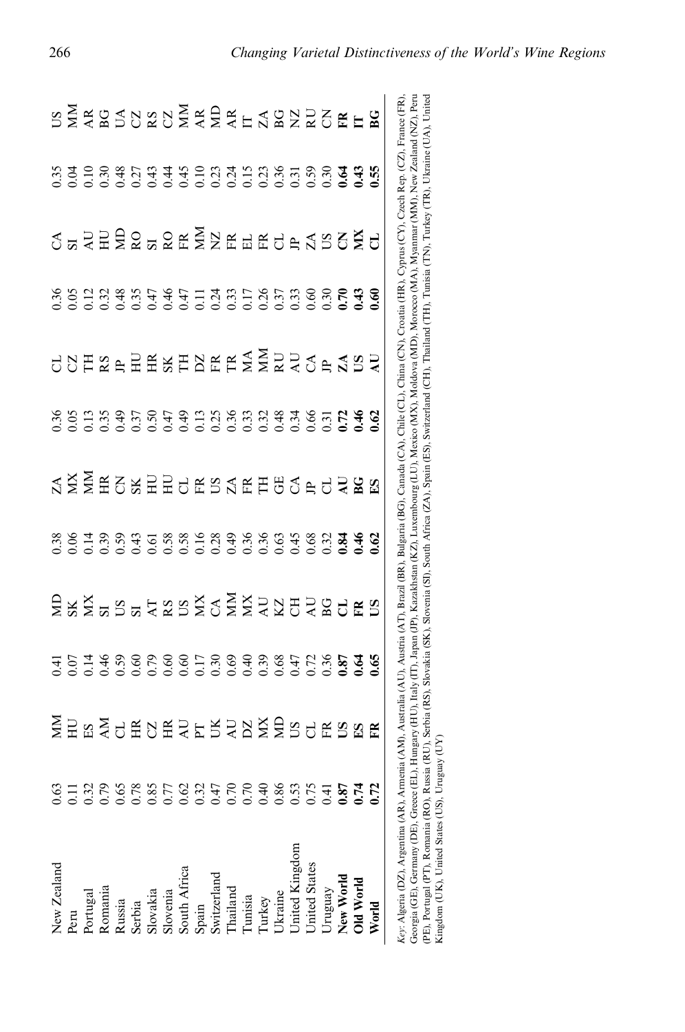| | | | | | | | | | | | | |
|---|---|---|---|---|---|---|---|---|---|---|---|---|
| New Zealand | 0.63 | MM | 0.41 | MD | 0.38 | ZA | 0.36 | CL | 0.36 | CA | 0.35 | US |
| Peru | 0.11 | HU | 0.07 | SK | 0.06 | MX | 0.05 | CZ | 0.05 | SI | 0.04 | MM |
| Portugal | 0.32 | ES | 0.14 | MX | 0.14 | MM | 0.13 | TH | 0.12 | AU | 0.10 | AR |
| Romania | 0.79 | AM | 0.46 | SI | 0.39 | HR | 0.35 | RS | 0.32 | HU | 0.30 | BG |
| Russia | 0.65 | CL | 0.59 | US | 0.59 | CN | 0.49 | JP | 0.48 | MD | 0.48 | UA |
| Serbia | 0.78 | HR | 0.60 | SI | 0.43 | SK | 0.37 | HU | 0.35 | RO | 0.27 | CZ |
| Slovakia | 0.85 | CZ | 0.79 | AT | 0.61 | HU | 0.50 | HR | 0.47 | SI | 0.43 | RS |
| Slovenia | 0.77 | HR | 0.60 | RS | 0.58 | HU | 0.47 | SK | 0.46 | RO | 0.44 | CZ |
| South Africa | 0.62 | AU | 0.60 | US | 0.58 | CL | 0.49 | TH | 0.47 | FR | 0.45 | MM |
| Spain | 0.32 | PT | 0.17 | MX | 0.16 | FR | 0.13 | DZ | 0.11 | MM | 0.10 | AR |
| Switzerland | 0.47 | UK | 0.30 | CA | 0.28 | US | 0.25 | FR | 0.24 | NZ | 0.23 | MD |
| Thailand | 0.70 | AU | 0.69 | MM | 0.49 | ZA | 0.36 | FR | 0.33 | FR | 0.24 | AR |
| Tunisia | 0.70 | DZ | 0.40 | MX | 0.36 | FR | 0.33 | MA | 0.17 | EL | 0.15 | IT |
| Turkey | 0.40 | MX | 0.39 | AU | 0.36 | TH | 0.32 | MM | 0.26 | FR | 0.23 | ZA |
| Ukraine | 0.86 | MD | 0.68 | KZ | 0.63 | GE | 0.48 | RU | 0.37 | CL | 0.36 | BG |
| United Kingdom | 0.53 | US | 0.47 | CH | 0.45 | CA | 0.34 | AU | 0.33 | JP | 0.31 | NZ |
| United States | 0.75 | CL | 0.72 | AU | 0.68 | JP | 0.66 | CA | 0.60 | ZA | 0.59 | RU |
| Uruguay | 0.41 | FR | 0.36 | BG | 0.32 | CL | 0.31 | JP | 0.30 | US | 0.30 | CN |
| **New World** | **0.87** | **US** | **0.87** | **CL** | **0.84** | **AU** | **0.72** | **ZA** | **0.70** | **CN** | **0.64** | **FR** |
| **Old World** | **0.74** | **ES** | **0.64** | **FR** | **0.46** | **BG** | **0.46** | **US** | **0.43** | **MX** | **0.43** | **IT** |
| **World** | **0.72** | **FR** | **0.65** | **US** | **0.62** | **ES** | **0.62** | **AU** | **0.60** | **CL** | **0.55** | **BG** |

*Key*: Algeria (DZ), Argentina (AR), Armenia (AM), Australia (AU), Austria (AT), Brazil (BR), Bulgaria (BG), Canada (CA), Chile (CL), China (CN), Croatia (HR), Cyprus (CY), Czech Rep. (CZ), France (FR), Georgia (GE), Germany (DE), Greece (EL), Hungary (HU), Italy (IT), Japan (JP), Kazakhstan (KZ), Luxembourg (LU), Mexico (MX), Moldova (MD), Morocco (MA), Myanmar (MM), New Zealand (NZ), Peru (PE), Portugal (PT), Romania (RO), Russia (RU), Serbia (RS), Slovakia (SK), Slovenia (SI), South Africa (ZA), Spain (ES), Switzerland (CH), Thailand (TH), Tunisia (TN), Turkey (TR), Ukraine (UA), United Kingdom (UK), United States (US), Uruguay (UY)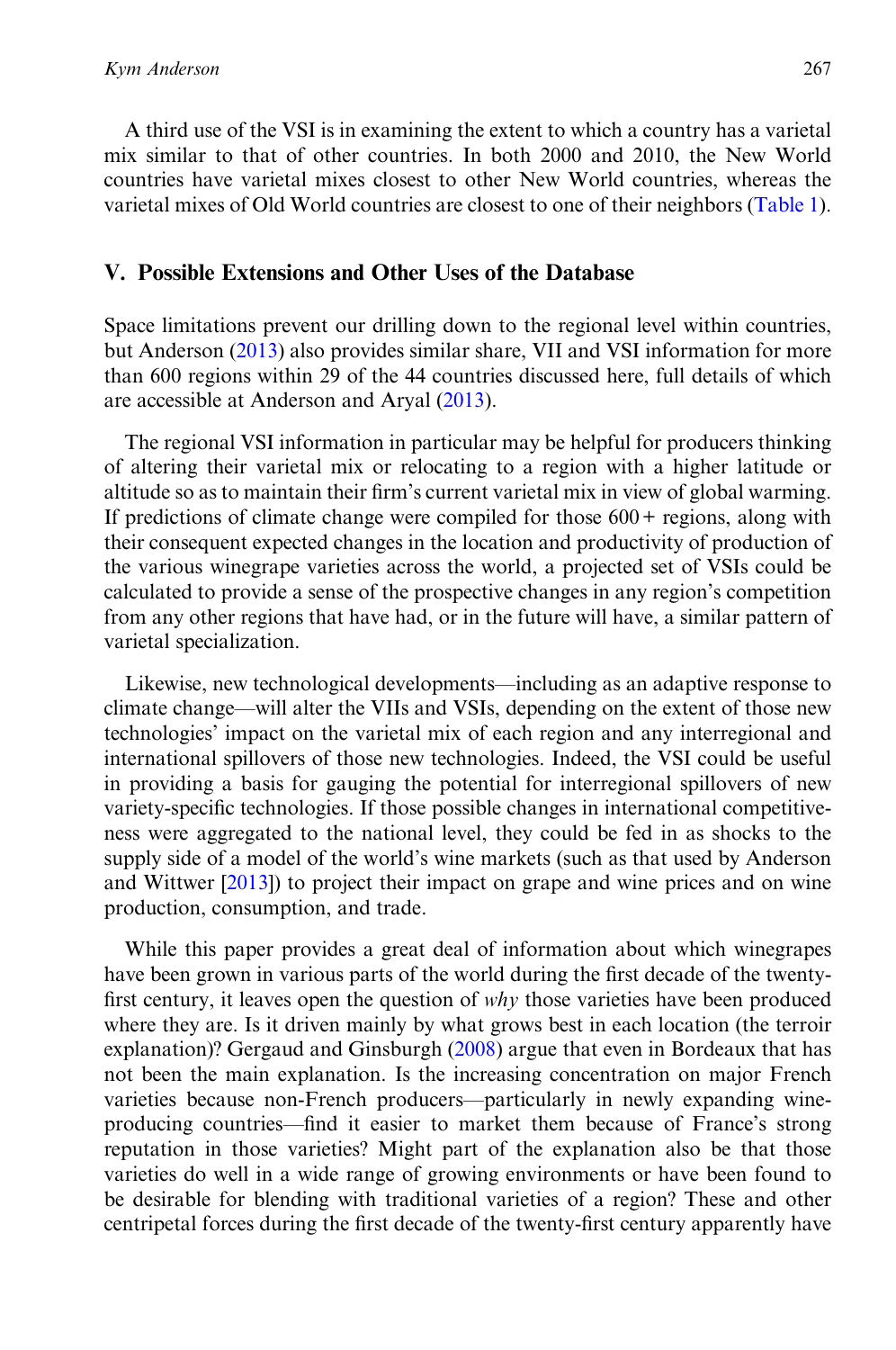A third use of the VSI is in examining the extent to which a country has a varietal mix similar to that of other countries. In both 2000 and 2010, the New World countries have varietal mixes closest to other New World countries, whereas the varietal mixes of Old World countries are closest to one of their neighbors (Table 1).

## V. Possible Extensions and Other Uses of the Database

Space limitations prevent our drilling down to the regional level within countries, but Anderson (2013) also provides similar share, VII and VSI information for more than 600 regions within 29 of the 44 countries discussed here, full details of which are accessible at Anderson and Aryal (2013).

The regional VSI information in particular may be helpful for producers thinking of altering their varietal mix or relocating to a region with a higher latitude or altitude so as to maintain their firm's current varietal mix in view of global warming. If predictions of climate change were compiled for those 600+ regions, along with their consequent expected changes in the location and productivity of production of the various winegrape varieties across the world, a projected set of VSIs could be calculated to provide a sense of the prospective changes in any region's competition from any other regions that have had, or in the future will have, a similar pattern of varietal specialization.

Likewise, new technological developments—including as an adaptive response to climate change—will alter the VIIs and VSIs, depending on the extent of those new technologies' impact on the varietal mix of each region and any interregional and international spillovers of those new technologies. Indeed, the VSI could be useful in providing a basis for gauging the potential for interregional spillovers of new variety-specific technologies. If those possible changes in international competitiveness were aggregated to the national level, they could be fed in as shocks to the supply side of a model of the world's wine markets (such as that used by Anderson and Wittwer [2013]) to project their impact on grape and wine prices and on wine production, consumption, and trade.

While this paper provides a great deal of information about which winegrapes have been grown in various parts of the world during the first decade of the twenty-first century, it leaves open the question of *why* those varieties have been produced where they are. Is it driven mainly by what grows best in each location (the terroir explanation)? Gergaud and Ginsburgh (2008) argue that even in Bordeaux that has not been the main explanation. Is the increasing concentration on major French varieties because non-French producers—particularly in newly expanding wine-producing countries—find it easier to market them because of France's strong reputation in those varieties? Might part of the explanation also be that those varieties do well in a wide range of growing environments or have been found to be desirable for blending with traditional varieties of a region? These and other centripetal forces during the first decade of the twenty-first century apparently have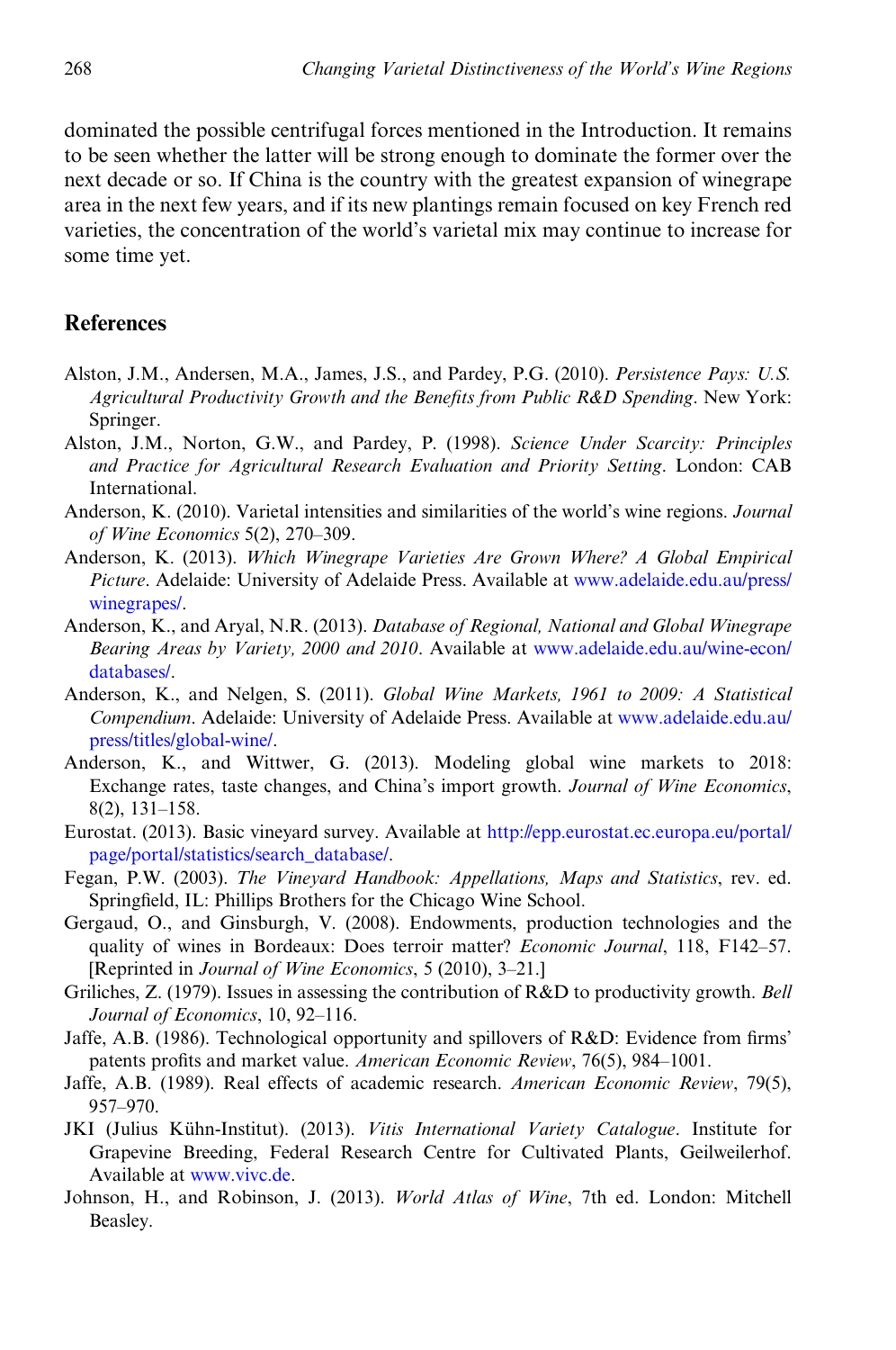dominated the possible centrifugal forces mentioned in the Introduction. It remains to be seen whether the latter will be strong enough to dominate the former over the next decade or so. If China is the country with the greatest expansion of winegrape area in the next few years, and if its new plantings remain focused on key French red varieties, the concentration of the world's varietal mix may continue to increase for some time yet.

## References

Alston, J.M., Andersen, M.A., James, J.S., and Pardey, P.G. (2010). *Persistence Pays: U.S. Agricultural Productivity Growth and the Benefits from Public R&D Spending*. New York: Springer.

Alston, J.M., Norton, G.W., and Pardey, P. (1998). *Science Under Scarcity: Principles and Practice for Agricultural Research Evaluation and Priority Setting*. London: CAB International.

Anderson, K. (2010). Varietal intensities and similarities of the world's wine regions. *Journal of Wine Economics* 5(2), 270–309.

Anderson, K. (2013). *Which Winegrape Varieties Are Grown Where? A Global Empirical Picture*. Adelaide: University of Adelaide Press. Available at www.adelaide.edu.au/press/winegrapes/.

Anderson, K., and Aryal, N.R. (2013). *Database of Regional, National and Global Winegrape Bearing Areas by Variety, 2000 and 2010*. Available at www.adelaide.edu.au/wine-econ/databases/.

Anderson, K., and Nelgen, S. (2011). *Global Wine Markets, 1961 to 2009: A Statistical Compendium*. Adelaide: University of Adelaide Press. Available at www.adelaide.edu.au/press/titles/global-wine/.

Anderson, K., and Wittwer, G. (2013). Modeling global wine markets to 2018: Exchange rates, taste changes, and China's import growth. *Journal of Wine Economics*, 8(2), 131–158.

Eurostat. (2013). Basic vineyard survey. Available at http://epp.eurostat.ec.europa.eu/portal/page/portal/statistics/search_database/.

Fegan, P.W. (2003). *The Vineyard Handbook: Appellations, Maps and Statistics*, rev. ed. Springfield, IL: Phillips Brothers for the Chicago Wine School.

Gergaud, O., and Ginsburgh, V. (2008). Endowments, production technologies and the quality of wines in Bordeaux: Does terroir matter? *Economic Journal*, 118, F142–57. [Reprinted in *Journal of Wine Economics*, 5 (2010), 3–21.]

Griliches, Z. (1979). Issues in assessing the contribution of R&D to productivity growth. *Bell Journal of Economics*, 10, 92–116.

Jaffe, A.B. (1986). Technological opportunity and spillovers of R&D: Evidence from firms' patents profits and market value. *American Economic Review*, 76(5), 984–1001.

Jaffe, A.B. (1989). Real effects of academic research. *American Economic Review*, 79(5), 957–970.

JKI (Julius Kühn-Institut). (2013). *Vitis International Variety Catalogue*. Institute for Grapevine Breeding, Federal Research Centre for Cultivated Plants, Geilweilerhof. Available at www.vivc.de.

Johnson, H., and Robinson, J. (2013). *World Atlas of Wine*, 7th ed. London: Mitchell Beasley.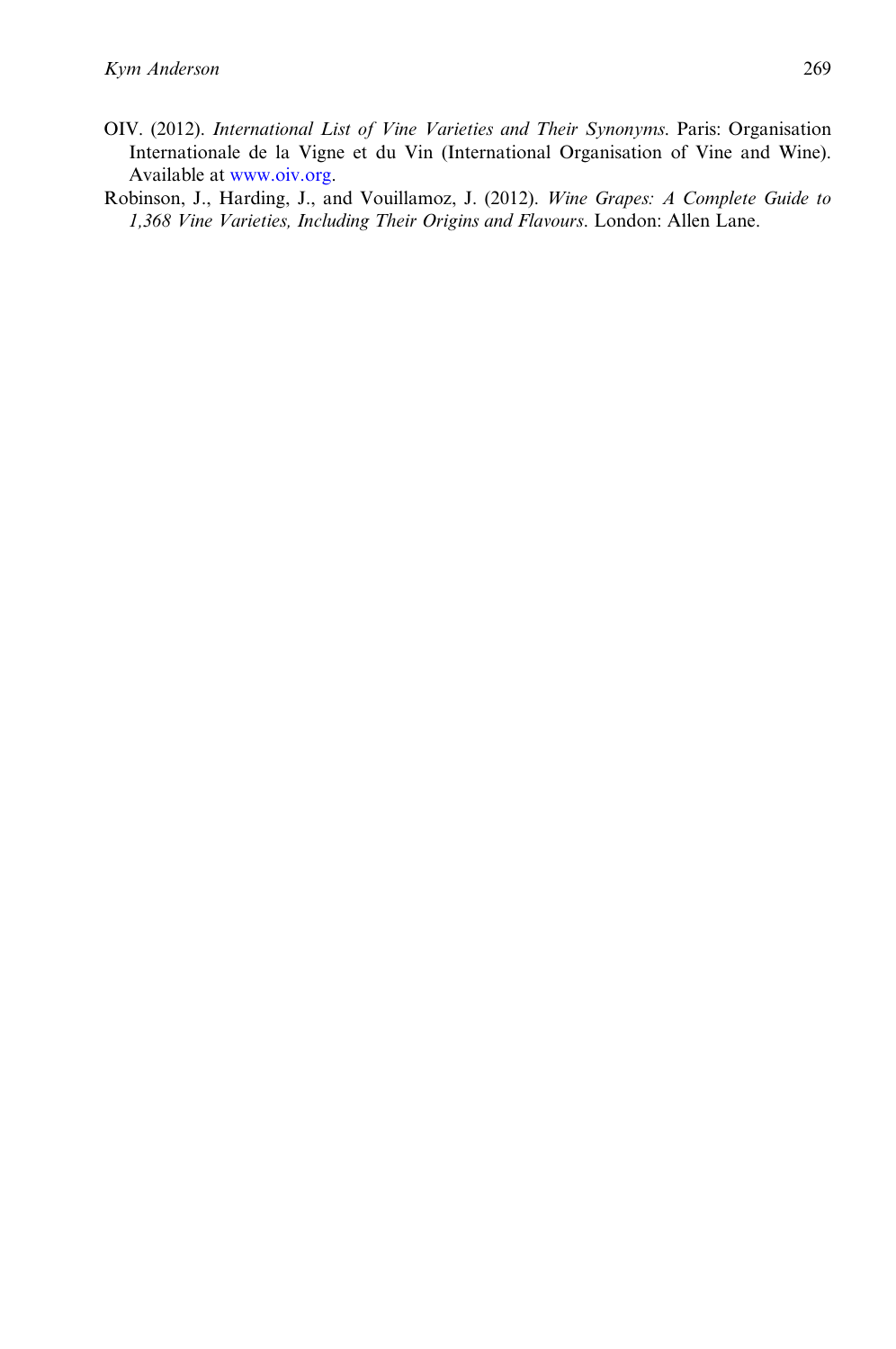OIV. (2012). *International List of Vine Varieties and Their Synonyms*. Paris: Organisation Internationale de la Vigne et du Vin (International Organisation of Vine and Wine). Available at www.oiv.org.

Robinson, J., Harding, J., and Vouillamoz, J. (2012). *Wine Grapes: A Complete Guide to 1,368 Vine Varieties, Including Their Origins and Flavours*. London: Allen Lane.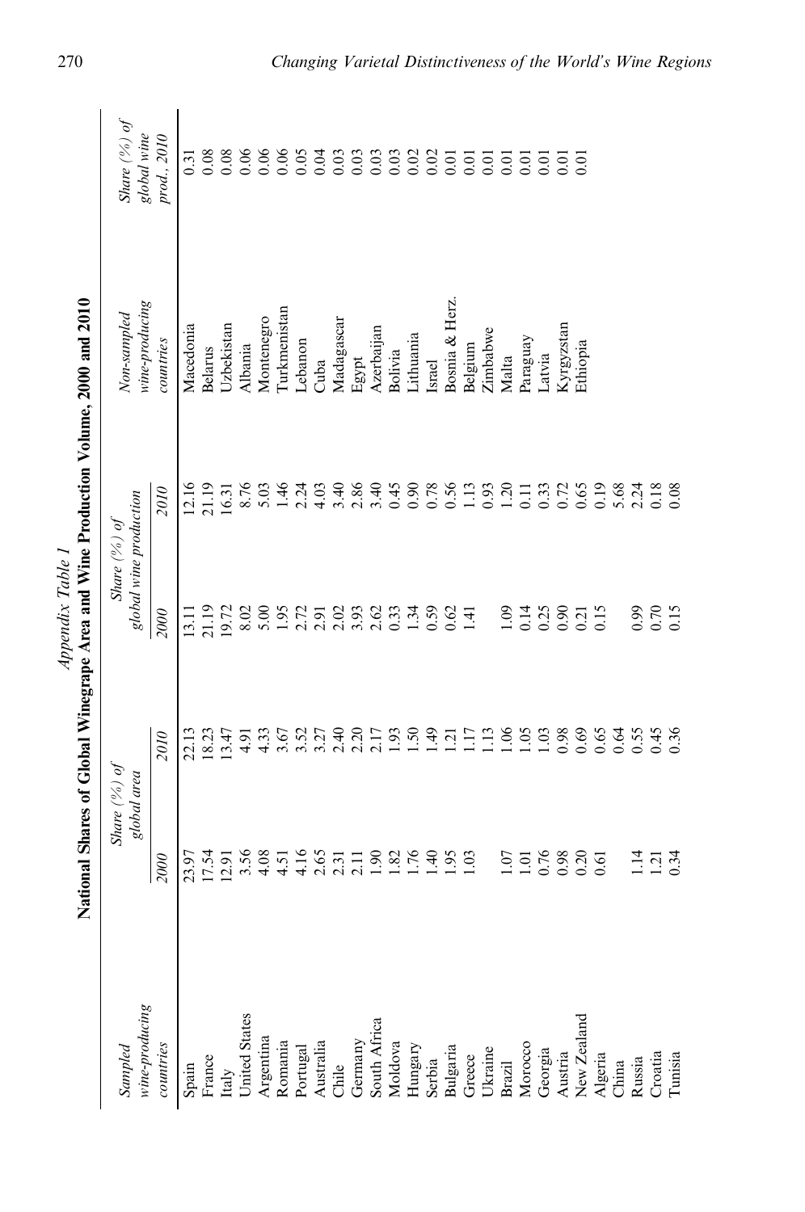*Appendix Table 1*

**National Shares of Global Winegrape Area and Wine Production Volume, 2000 and 2010**

| *Sampled wine-producing countries* | *Share (%) of global area* | | *Share (%) of global wine production* | | *Non-sampled wine-producing countries* | *Share (%) of global wine prod., 2010* |
|---|---|---|---|---|---|---|
| | *2000* | *2010* | *2000* | *2010* | | |
| Spain | 23.97 | 22.13 | 13.11 | 12.16 | Macedonia | 0.31 |
| France | 17.54 | 18.23 | 21.19 | 21.19 | Belarus | 0.08 |
| Italy | 12.91 | 13.47 | 19.72 | 16.31 | Uzbekistan | 0.08 |
| United States | 3.56 | 4.91 | 8.02 | 8.76 | Albania | 0.06 |
| Argentina | 4.08 | 4.33 | 5.00 | 5.03 | Montenegro | 0.06 |
| Romania | 4.51 | 3.67 | 1.95 | 1.46 | Turkmenistan | 0.06 |
| Portugal | 4.16 | 3.52 | 2.72 | 2.24 | Lebanon | 0.05 |
| Australia | 2.65 | 3.27 | 2.91 | 4.03 | Cuba | 0.04 |
| Chile | 2.31 | 2.40 | 2.02 | 3.40 | Madagascar | 0.03 |
| Germany | 2.11 | 2.20 | 3.93 | 2.86 | Egypt | 0.03 |
| South Africa | 1.90 | 2.17 | 2.62 | 3.40 | Azerbaijan | 0.03 |
| Moldova | 1.82 | 1.93 | 0.33 | 0.45 | Bolivia | 0.03 |
| Hungary | 1.76 | 1.50 | 1.34 | 0.90 | Lithuania | 0.02 |
| Serbia | 1.40 | 1.49 | 0.59 | 0.78 | Israel | 0.02 |
| Bulgaria | 1.95 | 1.21 | 0.62 | 0.56 | Bosnia & Herz. | 0.01 |
| Greece | 1.03 | 1.17 | 1.41 | 1.13 | Belgium | 0.01 |
| Ukraine | | 1.13 | | 0.93 | Zimbabwe | 0.01 |
| Brazil | 1.07 | 1.06 | 1.09 | 1.20 | Malta | 0.01 |
| Morocco | 1.01 | 1.05 | 0.14 | 0.11 | Paraguay | 0.01 |
| Georgia | 0.76 | 1.03 | 0.25 | 0.33 | Latvia | 0.01 |
| Austria | 0.98 | 0.98 | 0.90 | 0.72 | Kyrgyzstan | 0.01 |
| New Zealand | 0.20 | 0.69 | 0.21 | 0.65 | Ethiopia | 0.01 |
| Algeria | 0.61 | 0.65 | 0.15 | 0.19 | | |
| China | | 0.64 | | 5.68 | | |
| Russia | 1.14 | 0.55 | 0.99 | 2.24 | | |
| Croatia | 1.21 | 0.45 | 0.70 | 0.18 | | |
| Tunisia | 0.34 | 0.36 | 0.15 | 0.08 | | |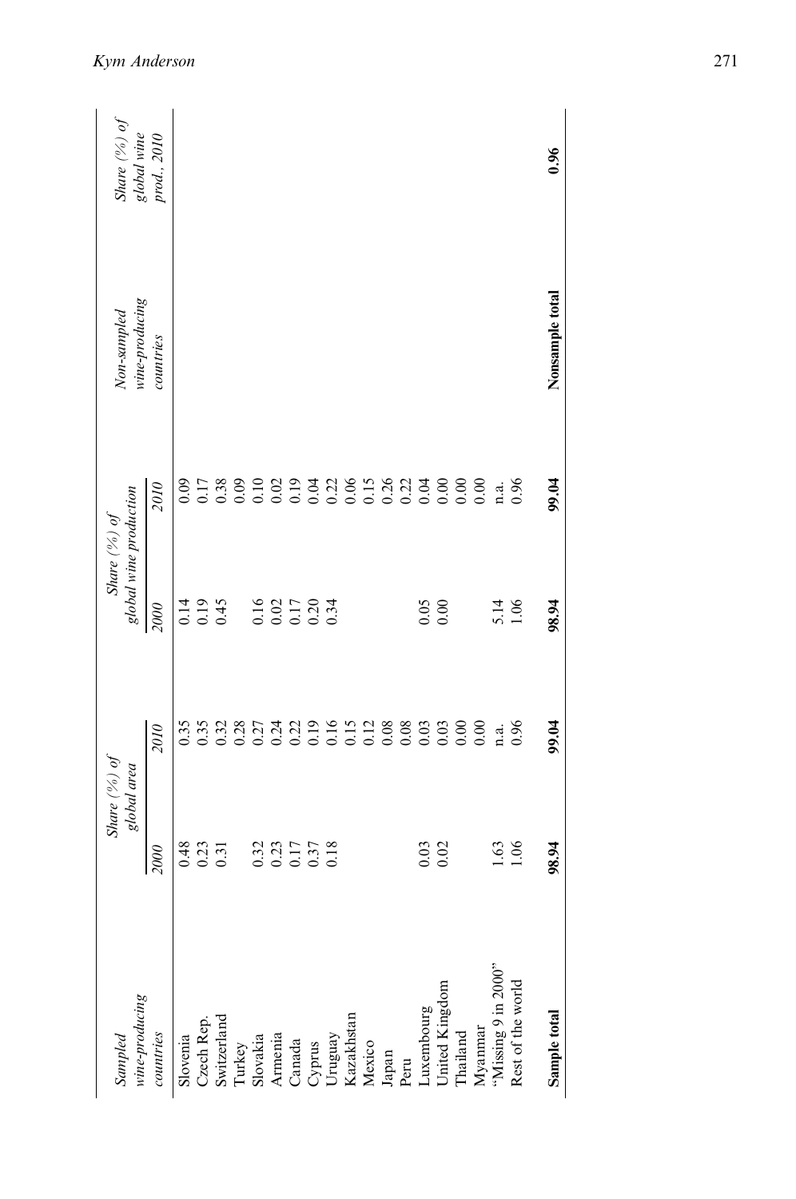| Sampled wine-producing countries | Share (%) of global area | | Share (%) of global wine production | | Non-sampled wine-producing countries | Share (%) of global wine prod., 2010 |
|---|---|---|---|---|---|---|
| | 2000 | 2010 | 2000 | 2010 | | |
| Slovenia | 0.48 | 0.35 | 0.14 | 0.09 | | |
| Czech Rep. | 0.23 | 0.35 | 0.19 | 0.17 | | |
| Switzerland | 0.31 | 0.32 | 0.45 | 0.38 | | |
| Turkey | | 0.28 | | 0.09 | | |
| Slovakia | 0.32 | 0.27 | 0.16 | 0.10 | | |
| Armenia | 0.23 | 0.24 | 0.02 | 0.02 | | |
| Canada | 0.17 | 0.22 | 0.17 | 0.19 | | |
| Cyprus | 0.37 | 0.19 | 0.20 | 0.04 | | |
| Uruguay | 0.18 | 0.16 | 0.34 | 0.22 | | |
| Kazakhstan | | 0.15 | | 0.06 | | |
| Mexico | | 0.12 | | 0.15 | | |
| Japan | | 0.08 | | 0.26 | | |
| Peru | | 0.08 | | 0.22 | | |
| Luxembourg | 0.03 | 0.03 | 0.05 | 0.04 | | |
| United Kingdom | 0.02 | 0.03 | 0.00 | 0.00 | | |
| Thailand | | 0.00 | | 0.00 | | |
| Myanmar | | 0.00 | | 0.00 | | |
| "Missing 9 in 2000" | 1.63 | n.a. | 5.14 | n.a. | | |
| Rest of the world | 1.06 | 0.96 | 1.06 | 0.96 | | |
| **Sample total** | **98.94** | **99.04** | **98.94** | **99.04** | **Nonsample total** | **0.96** |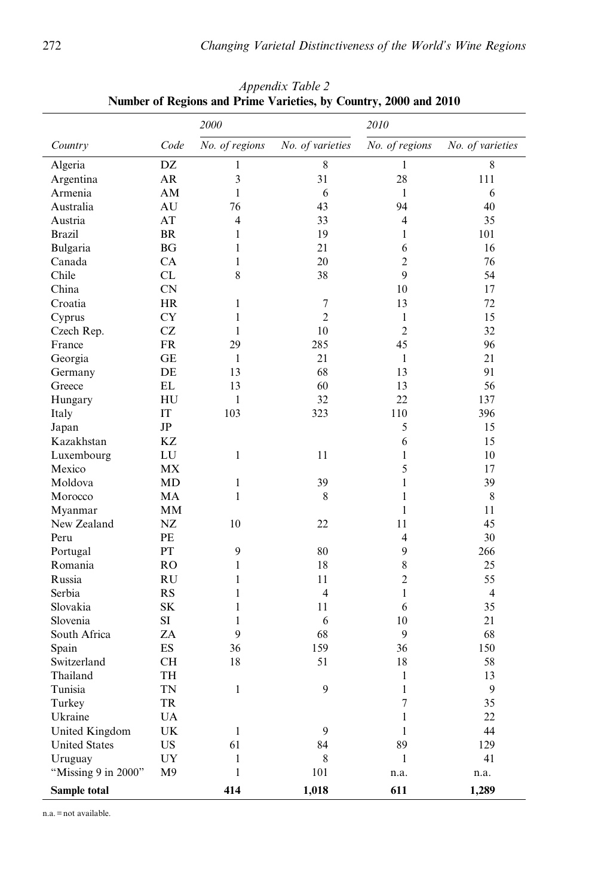*Appendix Table 2*
**Number of Regions and Prime Varieties, by Country, 2000 and 2010**

| | | *2000* | | *2010* | |
|---|---|---|---|---|---|
| *Country* | *Code* | *No. of regions* | *No. of varieties* | *No. of regions* | *No. of varieties* |
| Algeria | DZ | 1 | 8 | 1 | 8 |
| Argentina | AR | 3 | 31 | 28 | 111 |
| Armenia | AM | 1 | 6 | 1 | 6 |
| Australia | AU | 76 | 43 | 94 | 40 |
| Austria | AT | 4 | 33 | 4 | 35 |
| Brazil | BR | 1 | 19 | 1 | 101 |
| Bulgaria | BG | 1 | 21 | 6 | 16 |
| Canada | CA | 1 | 20 | 2 | 76 |
| Chile | CL | 8 | 38 | 9 | 54 |
| China | CN | | | 10 | 17 |
| Croatia | HR | 1 | 7 | 13 | 72 |
| Cyprus | CY | 1 | 2 | 1 | 15 |
| Czech Rep. | CZ | 1 | 10 | 2 | 32 |
| France | FR | 29 | 285 | 45 | 96 |
| Georgia | GE | 1 | 21 | 1 | 21 |
| Germany | DE | 13 | 68 | 13 | 91 |
| Greece | EL | 13 | 60 | 13 | 56 |
| Hungary | HU | 1 | 32 | 22 | 137 |
| Italy | IT | 103 | 323 | 110 | 396 |
| Japan | JP | | | 5 | 15 |
| Kazakhstan | KZ | | | 6 | 15 |
| Luxembourg | LU | 1 | 11 | 1 | 10 |
| Mexico | MX | | | 5 | 17 |
| Moldova | MD | 1 | 39 | 1 | 39 |
| Morocco | MA | 1 | 8 | 1 | 8 |
| Myanmar | MM | | | 1 | 11 |
| New Zealand | NZ | 10 | 22 | 11 | 45 |
| Peru | PE | | | 4 | 30 |
| Portugal | PT | 9 | 80 | 9 | 266 |
| Romania | RO | 1 | 18 | 8 | 25 |
| Russia | RU | 1 | 11 | 2 | 55 |
| Serbia | RS | 1 | 4 | 1 | 4 |
| Slovakia | SK | 1 | 11 | 6 | 35 |
| Slovenia | SI | 1 | 6 | 10 | 21 |
| South Africa | ZA | 9 | 68 | 9 | 68 |
| Spain | ES | 36 | 159 | 36 | 150 |
| Switzerland | CH | 18 | 51 | 18 | 58 |
| Thailand | TH | | | 1 | 13 |
| Tunisia | TN | 1 | 9 | 1 | 9 |
| Turkey | TR | | | 7 | 35 |
| Ukraine | UA | | | 1 | 22 |
| United Kingdom | UK | 1 | 9 | 1 | 44 |
| United States | US | 61 | 84 | 89 | 129 |
| Uruguay | UY | 1 | 8 | 1 | 41 |
| "Missing 9 in 2000" | M9 | 1 | 101 | n.a. | n.a. |
| **Sample total** | | **414** | **1,018** | **611** | **1,289** |

n.a. = not available.